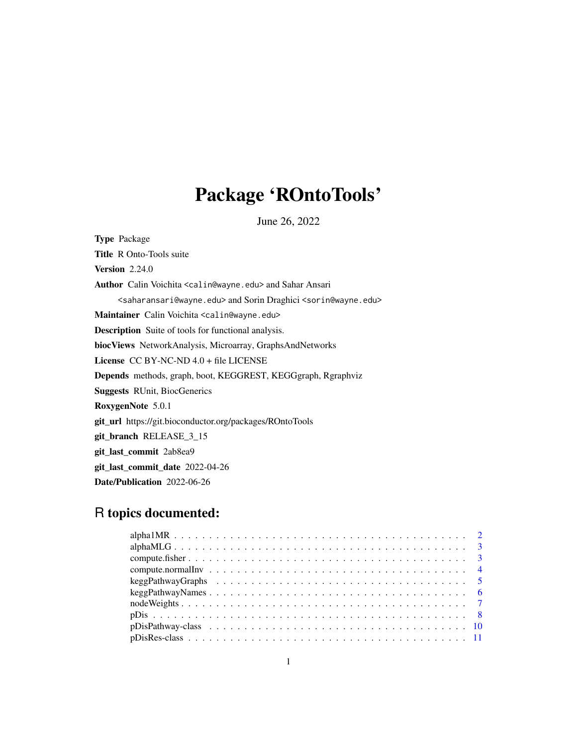# Package 'ROntoTools'

June 26, 2022

**Type** Package

**Title** R Onto-Tools suite

**Version** 2.24.0

**Author** Calin Voichita <calin@wayne.edu> and Sahar Ansari <saharansari@wayne.edu> and Sorin Draghici <sorin@wayne.edu>

**Maintainer** Calin Voichita <calin@wayne.edu>

**Description** Suite of tools for functional analysis.

**biocViews** NetworkAnalysis, Microarray, GraphsAndNetworks

**License** CC BY-NC-ND 4.0 + file LICENSE

**Depends** methods, graph, boot, KEGGREST, KEGGgraph, Rgraphviz

**Suggests** RUnit, BiocGenerics

**RoxygenNote** 5.0.1

**git_url** https://git.bioconductor.org/packages/ROntoTools

**git_branch** RELEASE_3_15

**git_last_commit** 2ab8ea9

**git_last_commit_date** 2022-04-26

**Date/Publication** 2022-06-26

## R topics documented:

- alpha1MR . . . . . . . . . . . . . . . . . . . . . . . . . . . . . . . . . . . . . . . . 2
- alphaMLG . . . . . . . . . . . . . . . . . . . . . . . . . . . . . . . . . . . . . . . . 3
- compute.fisher . . . . . . . . . . . . . . . . . . . . . . . . . . . . . . . . . . . . . . 3
- compute.normalInv . . . . . . . . . . . . . . . . . . . . . . . . . . . . . . . . . . . . 4
- keggPathwayGraphs . . . . . . . . . . . . . . . . . . . . . . . . . . . . . . . . . . . 5
- keggPathwayNames . . . . . . . . . . . . . . . . . . . . . . . . . . . . . . . . . . . . 6
- nodeWeights . . . . . . . . . . . . . . . . . . . . . . . . . . . . . . . . . . . . . . . 7
- pDis . . . . . . . . . . . . . . . . . . . . . . . . . . . . . . . . . . . . . . . . . . . 8
- pDisPathway-class . . . . . . . . . . . . . . . . . . . . . . . . . . . . . . . . . . . . 10
- pDisRes-class . . . . . . . . . . . . . . . . . . . . . . . . . . . . . . . . . . . . . . 11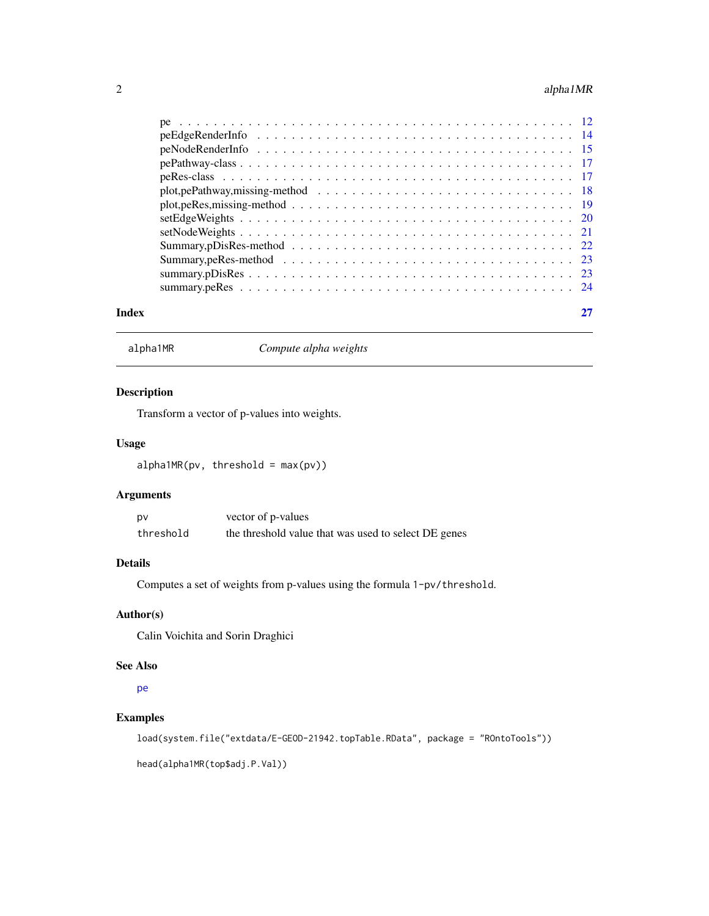pe . . . . . . . . . . . . . . . . . . . . . . . . . . . . . . . . . . . . . . . . . . . 12
peEdgeRenderInfo . . . . . . . . . . . . . . . . . . . . . . . . . . . . . . . . . . . 14
peNodeRenderInfo . . . . . . . . . . . . . . . . . . . . . . . . . . . . . . . . . . . 15
pePathway-class . . . . . . . . . . . . . . . . . . . . . . . . . . . . . . . . . . . . 17
peRes-class . . . . . . . . . . . . . . . . . . . . . . . . . . . . . . . . . . . . . . 17
plot,pePathway,missing-method . . . . . . . . . . . . . . . . . . . . . . . . . . . . 18
plot,peRes,missing-method . . . . . . . . . . . . . . . . . . . . . . . . . . . . . . 19
setEdgeWeights . . . . . . . . . . . . . . . . . . . . . . . . . . . . . . . . . . . . 20
setNodeWeights . . . . . . . . . . . . . . . . . . . . . . . . . . . . . . . . . . . . 21
Summary,pDisRes-method . . . . . . . . . . . . . . . . . . . . . . . . . . . . . . . 22
Summary,peRes-method . . . . . . . . . . . . . . . . . . . . . . . . . . . . . . . . 23
summary.pDisRes . . . . . . . . . . . . . . . . . . . . . . . . . . . . . . . . . . . 23
summary.peRes . . . . . . . . . . . . . . . . . . . . . . . . . . . . . . . . . . . . 24

**Index** 27

---

## alpha1MR — *Compute alpha weights*

### Description

Transform a vector of p-values into weights.

### Usage

```
alpha1MR(pv, threshold = max(pv))
```

### Arguments

| | |
|---|---|
| `pv` | vector of p-values |
| `threshold` | the threshold value that was used to select DE genes |

### Details

Computes a set of weights from p-values using the formula `1-pv/threshold`.

### Author(s)

Calin Voichita and Sorin Draghici

### See Also

pe

### Examples

```
load(system.file("extdata/E-GEOD-21942.topTable.RData", package = "ROntoTools"))

head(alpha1MR(top$adj.P.Val))
```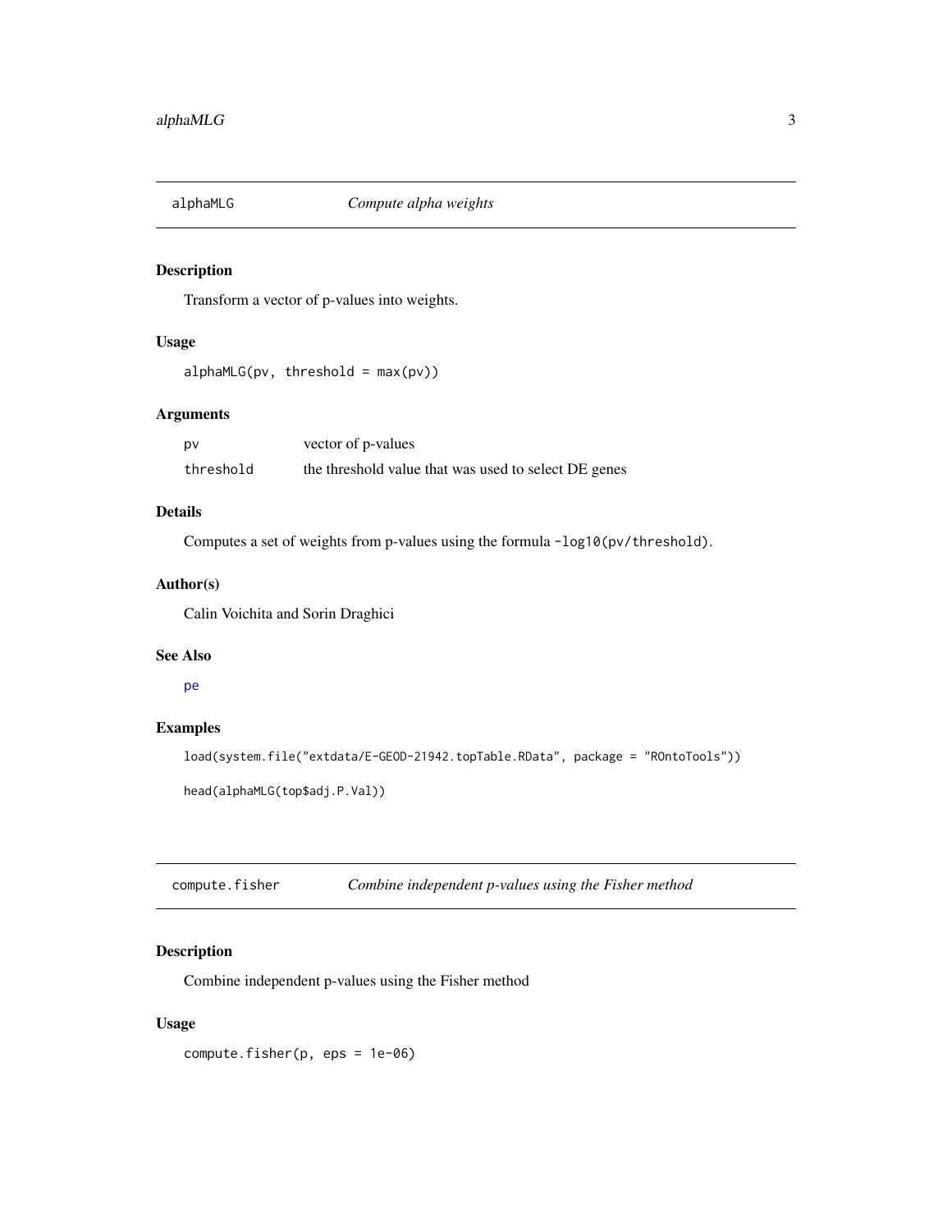## alphaMLG    *Compute alpha weights*

### Description

Transform a vector of p-values into weights.

### Usage

```
alphaMLG(pv, threshold = max(pv))
```

### Arguments

| | |
|---|---|
| `pv` | vector of p-values |
| `threshold` | the threshold value that was used to select DE genes |

### Details

Computes a set of weights from p-values using the formula `-log10(pv/threshold)`.

### Author(s)

Calin Voichita and Sorin Draghici

### See Also

pe

### Examples

```
load(system.file("extdata/E-GEOD-21942.topTable.RData", package = "ROntoTools"))

head(alphaMLG(top$adj.P.Val))
```

## compute.fisher    *Combine independent p-values using the Fisher method*

### Description

Combine independent p-values using the Fisher method

### Usage

```
compute.fisher(p, eps = 1e-06)
```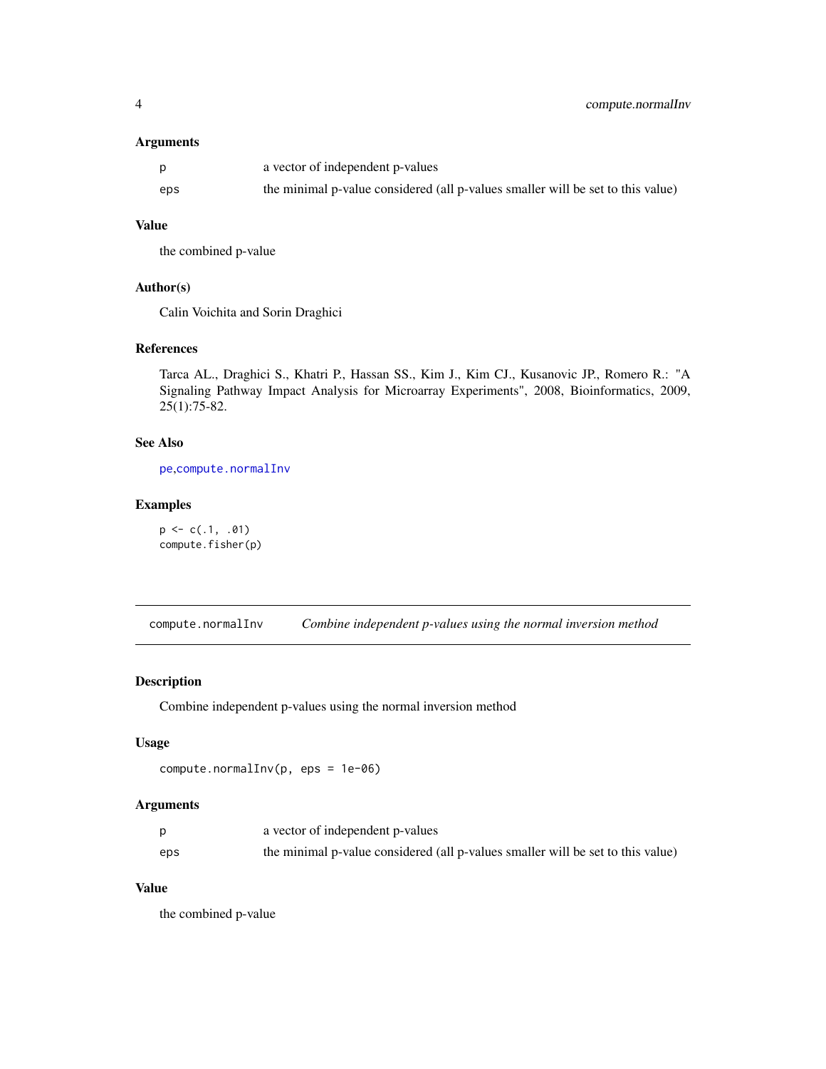### Arguments

| | |
|---|---|
| p | a vector of independent p-values |
| eps | the minimal p-value considered (all p-values smaller will be set to this value) |

### Value

the combined p-value

### Author(s)

Calin Voichita and Sorin Draghici

### References

Tarca AL., Draghici S., Khatri P., Hassan SS., Kim J., Kim CJ., Kusanovic JP., Romero R.: "A Signaling Pathway Impact Analysis for Microarray Experiments", 2008, Bioinformatics, 2009, 25(1):75-82.

### See Also

pe,compute.normalInv

### Examples

```
p <- c(.1, .01)
compute.fisher(p)
```

---

## compute.normalInv — *Combine independent p-values using the normal inversion method*

---

### Description

Combine independent p-values using the normal inversion method

### Usage

```
compute.normalInv(p, eps = 1e-06)
```

### Arguments

| | |
|---|---|
| p | a vector of independent p-values |
| eps | the minimal p-value considered (all p-values smaller will be set to this value) |

### Value

the combined p-value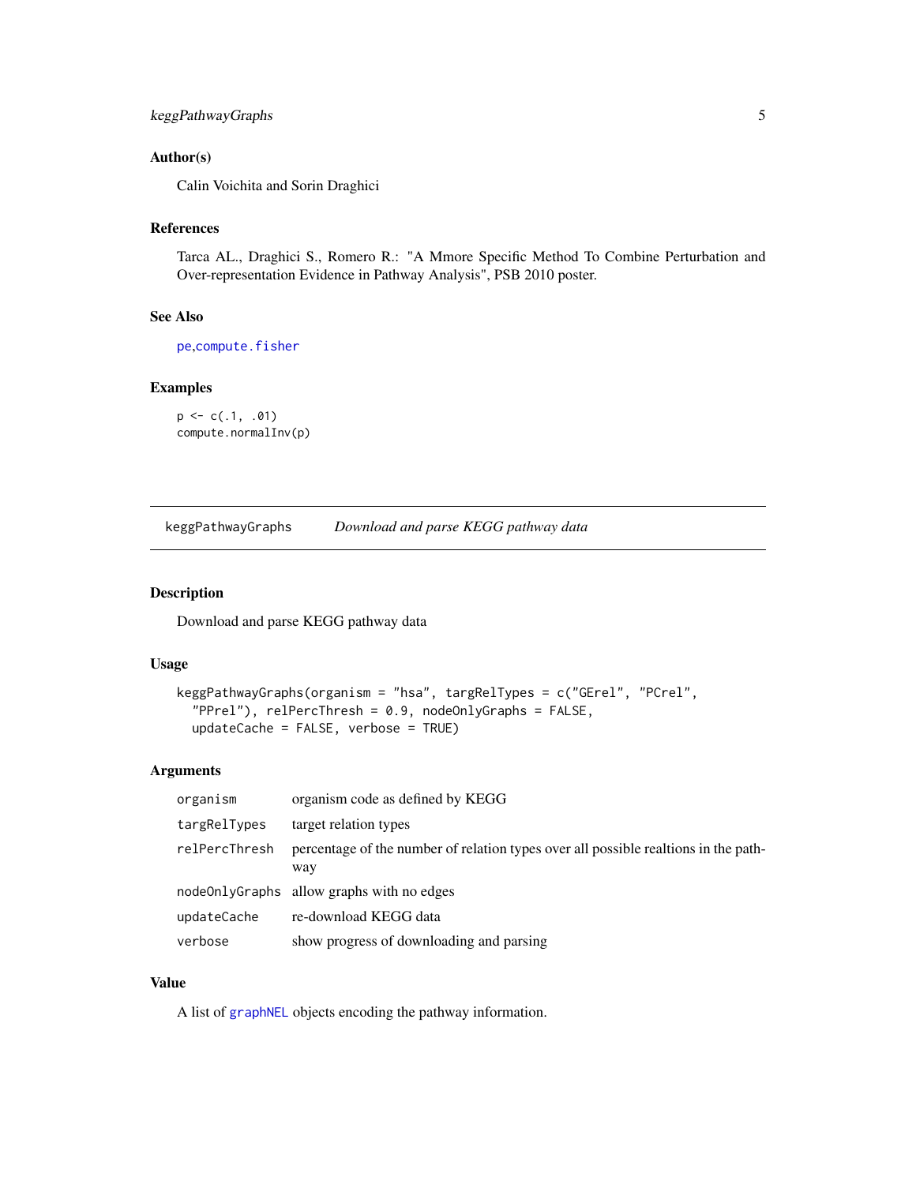### Author(s)

Calin Voichita and Sorin Draghici

### References

Tarca AL., Draghici S., Romero R.: "A Mmore Specific Method To Combine Perturbation and Over-representation Evidence in Pathway Analysis", PSB 2010 poster.

### See Also

pe,compute.fisher

### Examples

```
p <- c(.1, .01)
compute.normalInv(p)
```

---

## keggPathwayGraphs — *Download and parse KEGG pathway data*

### Description

Download and parse KEGG pathway data

### Usage

```
keggPathwayGraphs(organism = "hsa", targRelTypes = c("GErel", "PCrel",
  "PPrel"), relPercThresh = 0.9, nodeOnlyGraphs = FALSE,
  updateCache = FALSE, verbose = TRUE)
```

### Arguments

| | |
|---|---|
| organism | organism code as defined by KEGG |
| targRelTypes | target relation types |
| relPercThresh | percentage of the number of relation types over all possible realtions in the pathway |
| nodeOnlyGraphs | allow graphs with no edges |
| updateCache | re-download KEGG data |
| verbose | show progress of downloading and parsing |

### Value

A list of graphNEL objects encoding the pathway information.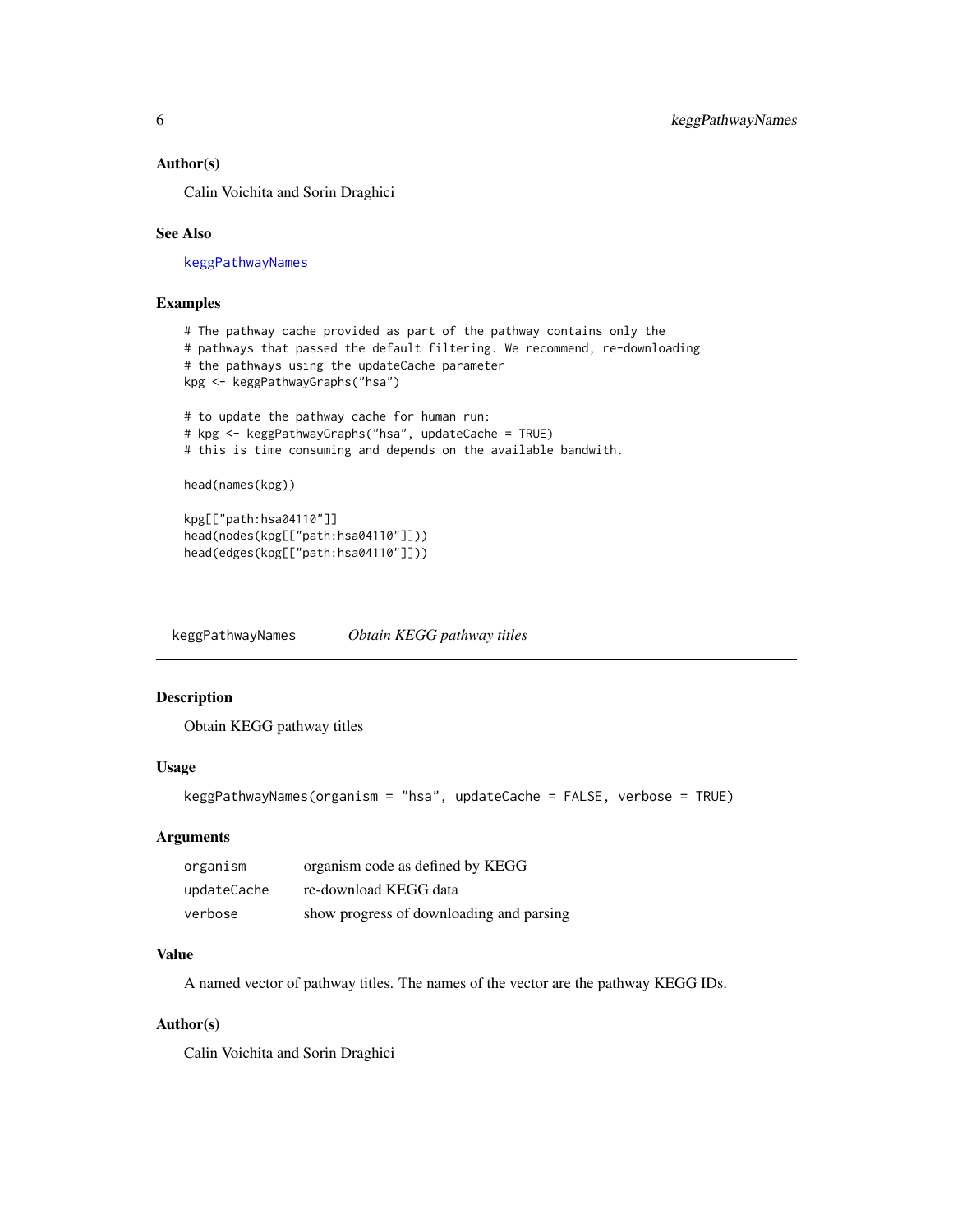### Author(s)

Calin Voichita and Sorin Draghici

### See Also

keggPathwayNames

### Examples

```
# The pathway cache provided as part of the pathway contains only the
# pathways that passed the default filtering. We recommend, re-downloading
# the pathways using the updateCache parameter
kpg <- keggPathwayGraphs("hsa")

# to update the pathway cache for human run:
# kpg <- keggPathwayGraphs("hsa", updateCache = TRUE)
# this is time consuming and depends on the available bandwith.

head(names(kpg))

kpg[["path:hsa04110"]]
head(nodes(kpg[["path:hsa04110"]]))
head(edges(kpg[["path:hsa04110"]]))
```

---

## keggPathwayNames &emsp; *Obtain KEGG pathway titles*

---

### Description

Obtain KEGG pathway titles

### Usage

```
keggPathwayNames(organism = "hsa", updateCache = FALSE, verbose = TRUE)
```

### Arguments

| | |
|---|---|
| organism | organism code as defined by KEGG |
| updateCache | re-download KEGG data |
| verbose | show progress of downloading and parsing |

### Value

A named vector of pathway titles. The names of the vector are the pathway KEGG IDs.

### Author(s)

Calin Voichita and Sorin Draghici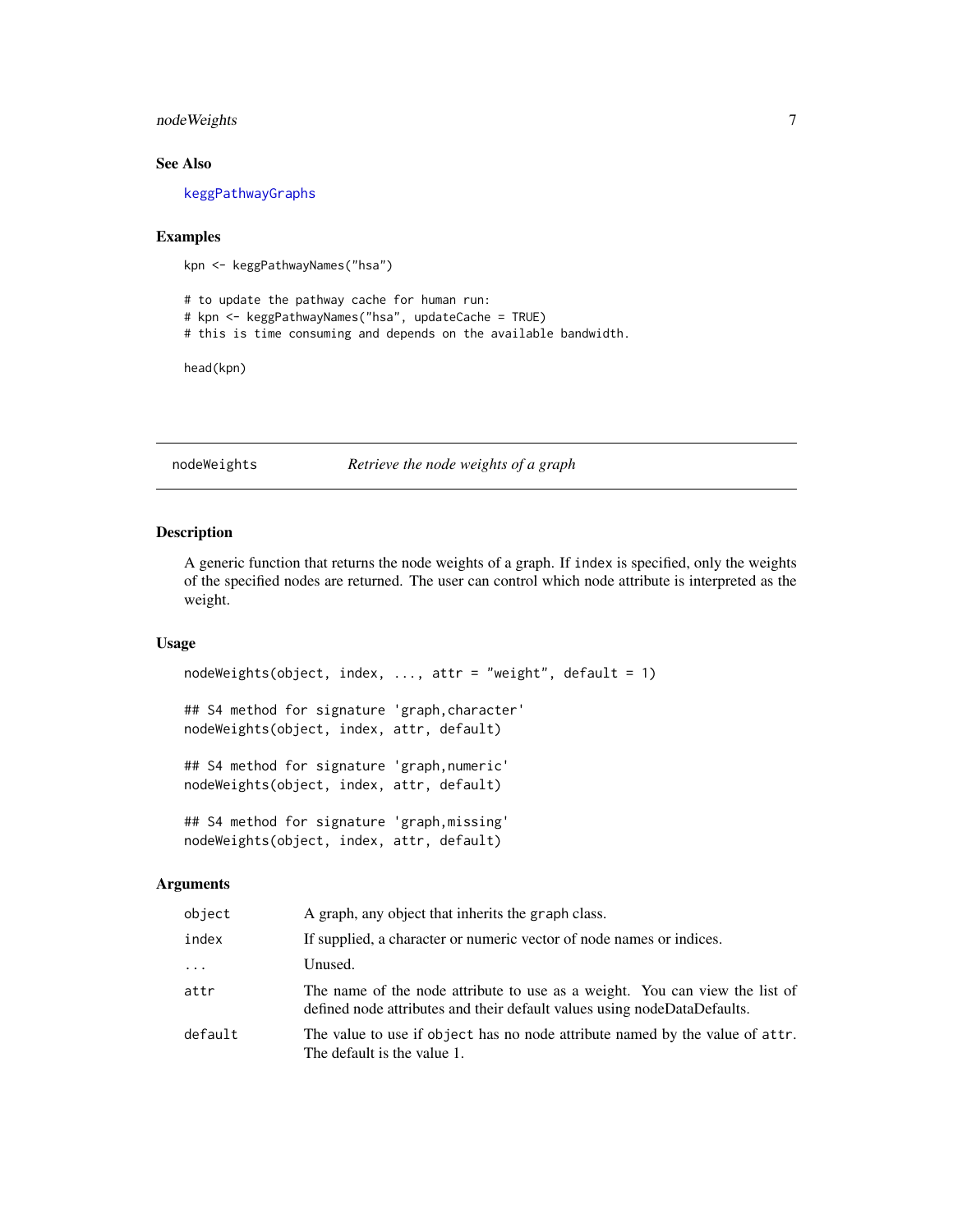### See Also

keggPathwayGraphs

### Examples

```
kpn <- keggPathwayNames("hsa")

# to update the pathway cache for human run:
# kpn <- keggPathwayNames("hsa", updateCache = TRUE)
# this is time consuming and depends on the available bandwidth.

head(kpn)
```

---

## nodeWeights — *Retrieve the node weights of a graph*

### Description

A generic function that returns the node weights of a graph. If `index` is specified, only the weights of the specified nodes are returned. The user can control which node attribute is interpreted as the weight.

### Usage

```
nodeWeights(object, index, ..., attr = "weight", default = 1)

## S4 method for signature 'graph,character'
nodeWeights(object, index, attr, default)

## S4 method for signature 'graph,numeric'
nodeWeights(object, index, attr, default)

## S4 method for signature 'graph,missing'
nodeWeights(object, index, attr, default)
```

### Arguments

| | |
|---|---|
| `object` | A graph, any object that inherits the `graph` class. |
| `index` | If supplied, a character or numeric vector of node names or indices. |
| `...` | Unused. |
| `attr` | The name of the node attribute to use as a weight. You can view the list of defined node attributes and their default values using nodeDataDefaults. |
| `default` | The value to use if `object` has no node attribute named by the value of `attr`. The default is the value 1. |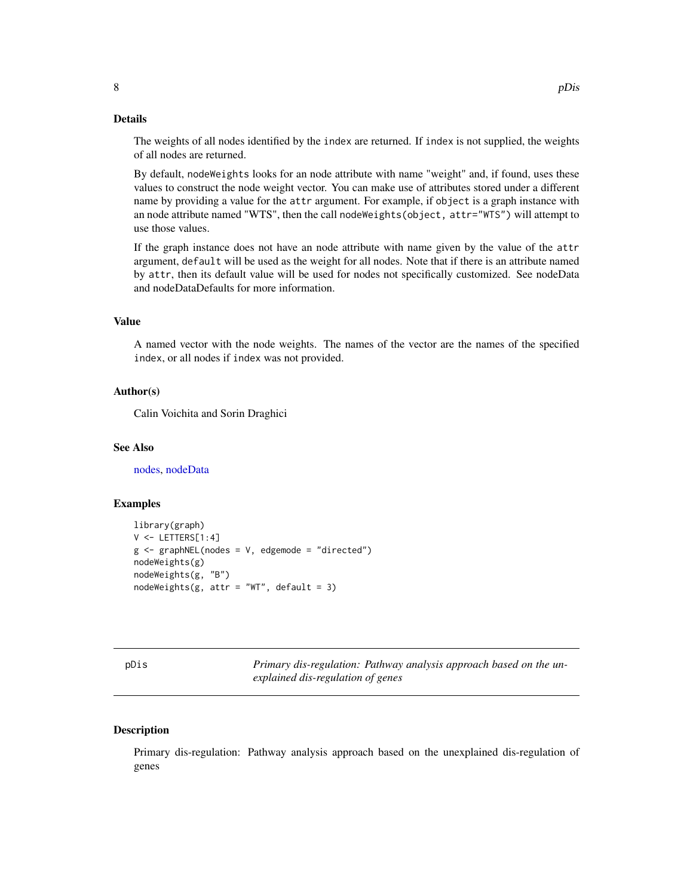### Details

The weights of all nodes identified by the `index` are returned. If `index` is not supplied, the weights of all nodes are returned.

By default, `nodeWeights` looks for an node attribute with name "weight" and, if found, uses these values to construct the node weight vector. You can make use of attributes stored under a different name by providing a value for the `attr` argument. For example, if `object` is a graph instance with an node attribute named "WTS", then the call `nodeWeights(object, attr="WTS")` will attempt to use those values.

If the graph instance does not have an node attribute with name given by the value of the `attr` argument, `default` will be used as the weight for all nodes. Note that if there is an attribute named by `attr`, then its default value will be used for nodes not specifically customized. See nodeData and nodeDataDefaults for more information.

### Value

A named vector with the node weights. The names of the vector are the names of the specified `index`, or all nodes if `index` was not provided.

### Author(s)

Calin Voichita and Sorin Draghici

### See Also

nodes, nodeData

### Examples

```
library(graph)
V <- LETTERS[1:4]
g <- graphNEL(nodes = V, edgemode = "directed")
nodeWeights(g)
nodeWeights(g, "B")
nodeWeights(g, attr = "WT", default = 3)
```

---

## pDis — *Primary dis-regulation: Pathway analysis approach based on the unexplained dis-regulation of genes*

---

### Description

Primary dis-regulation: Pathway analysis approach based on the unexplained dis-regulation of genes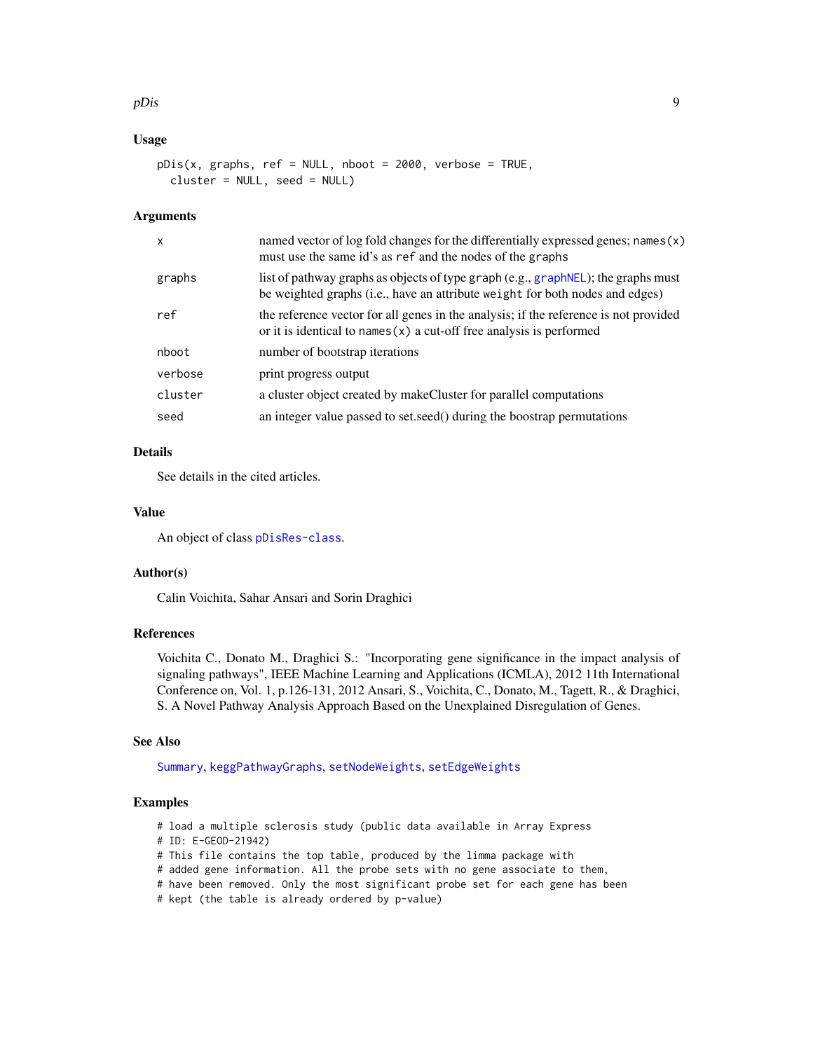## Usage

```
pDis(x, graphs, ref = NULL, nboot = 2000, verbose = TRUE,
  cluster = NULL, seed = NULL)
```

## Arguments

| | |
|---|---|
| x | named vector of log fold changes for the differentially expressed genes; `names(x)` must use the same id's as `ref` and the nodes of the `graphs` |
| graphs | list of pathway graphs as objects of type `graph` (e.g., `graphNEL`); the graphs must be weighted graphs (i.e., have an attribute `weight` for both nodes and edges) |
| ref | the reference vector for all genes in the analysis; if the reference is not provided or it is identical to `names(x)` a cut-off free analysis is performed |
| nboot | number of bootstrap iterations |
| verbose | print progress output |
| cluster | a cluster object created by makeCluster for parallel computations |
| seed | an integer value passed to set.seed() during the boostrap permutations |

## Details

See details in the cited articles.

## Value

An object of class `pDisRes-class`.

## Author(s)

Calin Voichita, Sahar Ansari and Sorin Draghici

## References

Voichita C., Donato M., Draghici S.: "Incorporating gene significance in the impact analysis of signaling pathways", IEEE Machine Learning and Applications (ICMLA), 2012 11th International Conference on, Vol. 1, p.126-131, 2012 Ansari, S., Voichita, C., Donato, M., Tagett, R., & Draghici, S. A Novel Pathway Analysis Approach Based on the Unexplained Disregulation of Genes.

## See Also

`Summary`, `keggPathwayGraphs`, `setNodeWeights`, `setEdgeWeights`

## Examples

```
# load a multiple sclerosis study (public data available in Array Express
# ID: E-GEOD-21942)
# This file contains the top table, produced by the limma package with
# added gene information. All the probe sets with no gene associate to them,
# have been removed. Only the most significant probe set for each gene has been
# kept (the table is already ordered by p-value)
```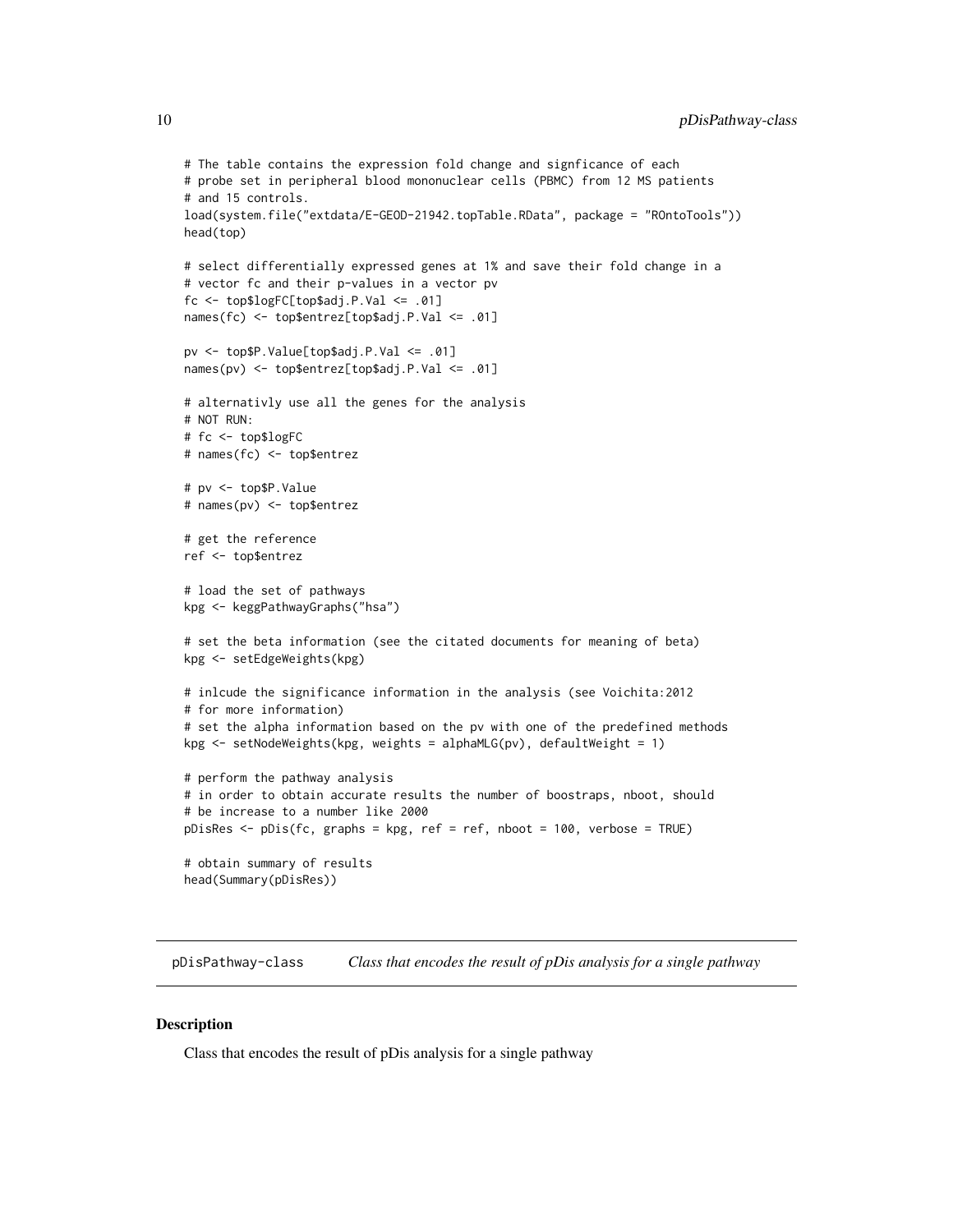```
# The table contains the expression fold change and signficance of each
# probe set in peripheral blood mononuclear cells (PBMC) from 12 MS patients
# and 15 controls.
load(system.file("extdata/E-GEOD-21942.topTable.RData", package = "ROntoTools"))
head(top)

# select differentially expressed genes at 1% and save their fold change in a
# vector fc and their p-values in a vector pv
fc <- top$logFC[top$adj.P.Val <= .01]
names(fc) <- top$entrez[top$adj.P.Val <= .01]

pv <- top$P.Value[top$adj.P.Val <= .01]
names(pv) <- top$entrez[top$adj.P.Val <= .01]

# alternativly use all the genes for the analysis
# NOT RUN:
# fc <- top$logFC
# names(fc) <- top$entrez

# pv <- top$P.Value
# names(pv) <- top$entrez

# get the reference
ref <- top$entrez

# load the set of pathways
kpg <- keggPathwayGraphs("hsa")

# set the beta information (see the citated documents for meaning of beta)
kpg <- setEdgeWeights(kpg)

# inlcude the significance information in the analysis (see Voichita:2012
# for more information)
# set the alpha information based on the pv with one of the predefined methods
kpg <- setNodeWeights(kpg, weights = alphaMLG(pv), defaultWeight = 1)

# perform the pathway analysis
# in order to obtain accurate results the number of boostraps, nboot, should
# be increase to a number like 2000
pDisRes <- pDis(fc, graphs = kpg, ref = ref, nboot = 100, verbose = TRUE)

# obtain summary of results
head(Summary(pDisRes))
```

## pDisPathway-class    *Class that encodes the result of pDis analysis for a single pathway*

### Description

Class that encodes the result of pDis analysis for a single pathway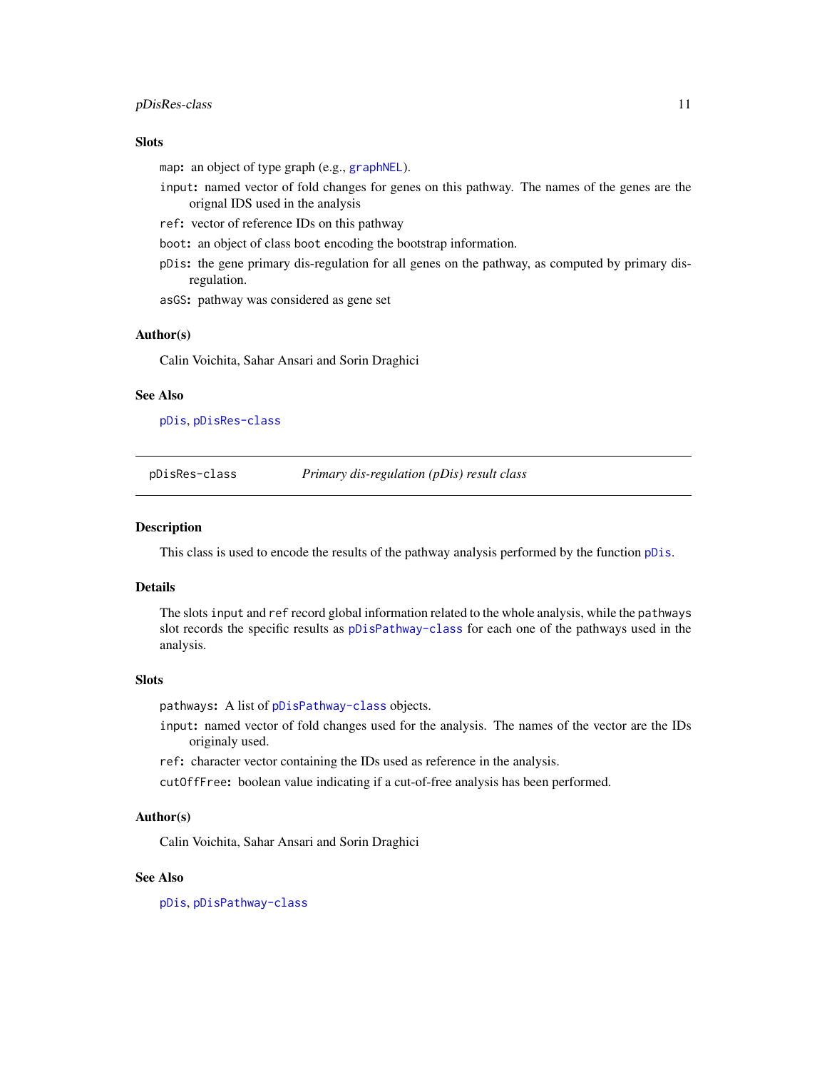### Slots

`map`**:** an object of type graph (e.g., `graphNEL`).

`input`**:** named vector of fold changes for genes on this pathway. The names of the genes are the orignal IDS used in the analysis

`ref`**:** vector of reference IDs on this pathway

`boot`**:** an object of class `boot` encoding the bootstrap information.

`pDis`**:** the gene primary dis-regulation for all genes on the pathway, as computed by primary dis-regulation.

`asGS`**:** pathway was considered as gene set

### Author(s)

Calin Voichita, Sahar Ansari and Sorin Draghici

### See Also

`pDis`, `pDisRes-class`

---

## pDisRes-class — *Primary dis-regulation (pDis) result class*

---

### Description

This class is used to encode the results of the pathway analysis performed by the function `pDis`.

### Details

The slots `input` and `ref` record global information related to the whole analysis, while the `pathways` slot records the specific results as `pDisPathway-class` for each one of the pathways used in the analysis.

### Slots

`pathways`**:** A list of `pDisPathway-class` objects.

`input`**:** named vector of fold changes used for the analysis. The names of the vector are the IDs originaly used.

`ref`**:** character vector containing the IDs used as reference in the analysis.

`cutOffFree`**:** boolean value indicating if a cut-of-free analysis has been performed.

### Author(s)

Calin Voichita, Sahar Ansari and Sorin Draghici

### See Also

`pDis`, `pDisPathway-class`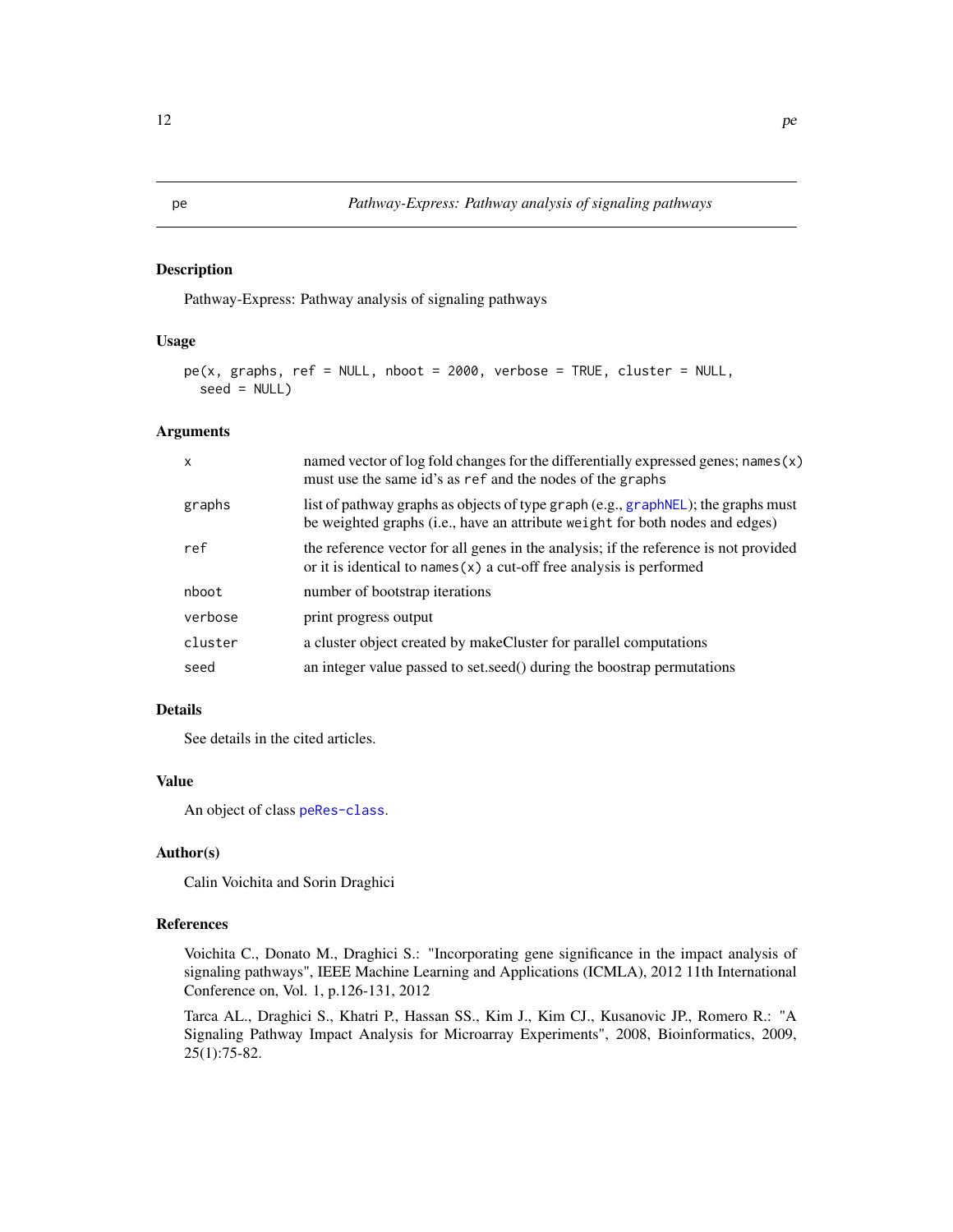pe *Pathway-Express: Pathway analysis of signaling pathways*

## Description

Pathway-Express: Pathway analysis of signaling pathways

## Usage

```
pe(x, graphs, ref = NULL, nboot = 2000, verbose = TRUE, cluster = NULL,
  seed = NULL)
```

## Arguments

| | |
|---|---|
| `x` | named vector of log fold changes for the differentially expressed genes; `names(x)` must use the same id's as `ref` and the nodes of the `graphs` |
| `graphs` | list of pathway graphs as objects of type `graph` (e.g., `graphNEL`); the graphs must be weighted graphs (i.e., have an attribute `weight` for both nodes and edges) |
| `ref` | the reference vector for all genes in the analysis; if the reference is not provided or it is identical to `names(x)` a cut-off free analysis is performed |
| `nboot` | number of bootstrap iterations |
| `verbose` | print progress output |
| `cluster` | a cluster object created by makeCluster for parallel computations |
| `seed` | an integer value passed to set.seed() during the boostrap permutations |

## Details

See details in the cited articles.

## Value

An object of class `peRes-class`.

## Author(s)

Calin Voichita and Sorin Draghici

## References

Voichita C., Donato M., Draghici S.: "Incorporating gene significance in the impact analysis of signaling pathways", IEEE Machine Learning and Applications (ICMLA), 2012 11th International Conference on, Vol. 1, p.126-131, 2012

Tarca AL., Draghici S., Khatri P., Hassan SS., Kim J., Kim CJ., Kusanovic JP., Romero R.: "A Signaling Pathway Impact Analysis for Microarray Experiments", 2008, Bioinformatics, 2009, 25(1):75-82.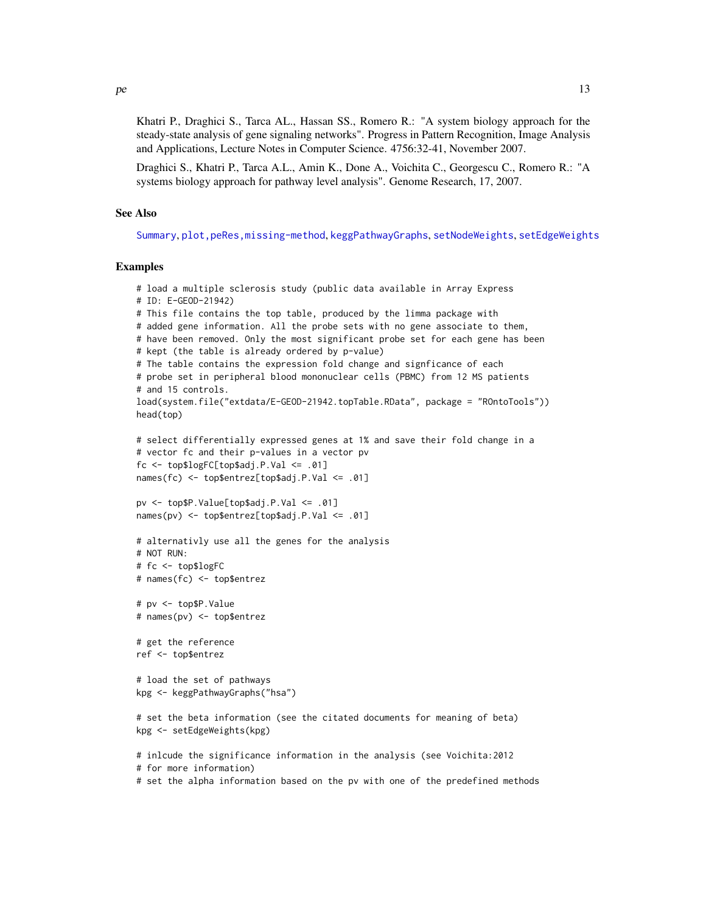Khatri P., Draghici S., Tarca AL., Hassan SS., Romero R.: "A system biology approach for the steady-state analysis of gene signaling networks". Progress in Pattern Recognition, Image Analysis and Applications, Lecture Notes in Computer Science. 4756:32-41, November 2007.

Draghici S., Khatri P., Tarca A.L., Amin K., Done A., Voichita C., Georgescu C., Romero R.: "A systems biology approach for pathway level analysis". Genome Research, 17, 2007.

## See Also

Summary, plot,peRes,missing-method, keggPathwayGraphs, setNodeWeights, setEdgeWeights

## Examples

```
# load a multiple sclerosis study (public data available in Array Express
# ID: E-GEOD-21942)
# This file contains the top table, produced by the limma package with
# added gene information. All the probe sets with no gene associate to them,
# have been removed. Only the most significant probe set for each gene has been
# kept (the table is already ordered by p-value)
# The table contains the expression fold change and signficance of each
# probe set in peripheral blood mononuclear cells (PBMC) from 12 MS patients
# and 15 controls.
load(system.file("extdata/E-GEOD-21942.topTable.RData", package = "ROntoTools"))
head(top)

# select differentially expressed genes at 1% and save their fold change in a
# vector fc and their p-values in a vector pv
fc <- top$logFC[top$adj.P.Val <= .01]
names(fc) <- top$entrez[top$adj.P.Val <= .01]

pv <- top$P.Value[top$adj.P.Val <= .01]
names(pv) <- top$entrez[top$adj.P.Val <= .01]

# alternativly use all the genes for the analysis
# NOT RUN:
# fc <- top$logFC
# names(fc) <- top$entrez

# pv <- top$P.Value
# names(pv) <- top$entrez

# get the reference
ref <- top$entrez

# load the set of pathways
kpg <- keggPathwayGraphs("hsa")

# set the beta information (see the citated documents for meaning of beta)
kpg <- setEdgeWeights(kpg)

# inlcude the significance information in the analysis (see Voichita:2012
# for more information)
# set the alpha information based on the pv with one of the predefined methods
```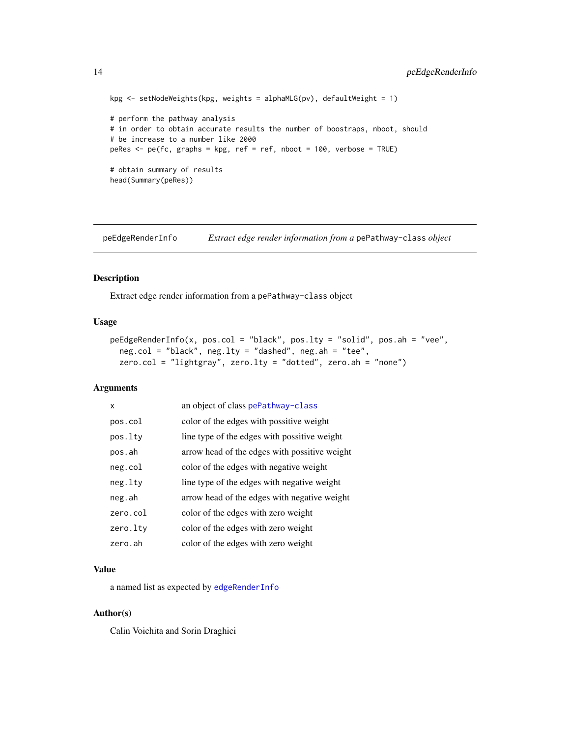```
kpg <- setNodeWeights(kpg, weights = alphaMLG(pv), defaultWeight = 1)

# perform the pathway analysis
# in order to obtain accurate results the number of boostraps, nboot, should
# be increase to a number like 2000
peRes <- pe(fc, graphs = kpg, ref = ref, nboot = 100, verbose = TRUE)

# obtain summary of results
head(Summary(peRes))
```

---

## peEdgeRenderInfo — *Extract edge render information from a* `pePathway-class` *object*

### Description

Extract edge render information from a `pePathway-class` object

### Usage

```
peEdgeRenderInfo(x, pos.col = "black", pos.lty = "solid", pos.ah = "vee",
  neg.col = "black", neg.lty = "dashed", neg.ah = "tee",
  zero.col = "lightgray", zero.lty = "dotted", zero.ah = "none")
```

### Arguments

| | |
|---|---|
| `x` | an object of class `pePathway-class` |
| `pos.col` | color of the edges with possitive weight |
| `pos.lty` | line type of the edges with possitive weight |
| `pos.ah` | arrow head of the edges with possitive weight |
| `neg.col` | color of the edges with negative weight |
| `neg.lty` | line type of the edges with negative weight |
| `neg.ah` | arrow head of the edges with negative weight |
| `zero.col` | color of the edges with zero weight |
| `zero.lty` | color of the edges with zero weight |
| `zero.ah` | color of the edges with zero weight |

### Value

a named list as expected by `edgeRenderInfo`

### Author(s)

Calin Voichita and Sorin Draghici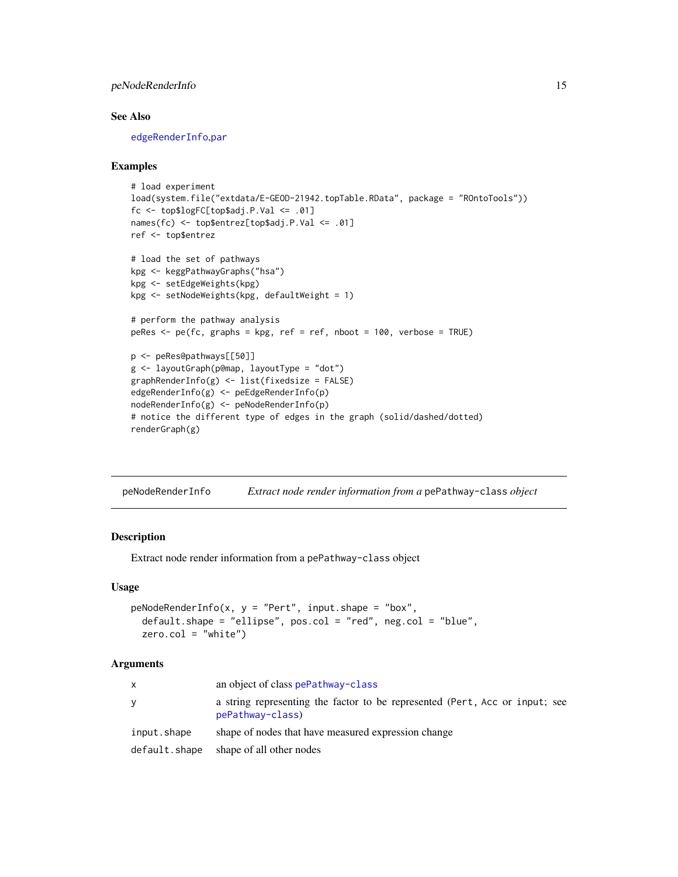### See Also

edgeRenderInfo,par

### Examples

```
# load experiment
load(system.file("extdata/E-GEOD-21942.topTable.RData", package = "ROntoTools"))
fc <- top$logFC[top$adj.P.Val <= .01]
names(fc) <- top$entrez[top$adj.P.Val <= .01]
ref <- top$entrez

# load the set of pathways
kpg <- keggPathwayGraphs("hsa")
kpg <- setEdgeWeights(kpg)
kpg <- setNodeWeights(kpg, defaultWeight = 1)

# perform the pathway analysis
peRes <- pe(fc, graphs = kpg, ref = ref, nboot = 100, verbose = TRUE)

p <- peRes@pathways[[50]]
g <- layoutGraph(p@map, layoutType = "dot")
graphRenderInfo(g) <- list(fixedsize = FALSE)
edgeRenderInfo(g) <- peEdgeRenderInfo(p)
nodeRenderInfo(g) <- peNodeRenderInfo(p)
# notice the different type of edges in the graph (solid/dashed/dotted)
renderGraph(g)
```

---

## peNodeRenderInfo — *Extract node render information from a* `pePathway-class` *object*

---

### Description

Extract node render information from a `pePathway-class` object

### Usage

```
peNodeRenderInfo(x, y = "Pert", input.shape = "box",
  default.shape = "ellipse", pos.col = "red", neg.col = "blue",
  zero.col = "white")
```

### Arguments

| | |
|---|---|
| `x` | an object of class `pePathway-class` |
| `y` | a string representing the factor to be represented (`Pert`, `Acc` or `input`; see `pePathway-class`) |
| `input.shape` | shape of nodes that have measured expression change |
| `default.shape` | shape of all other nodes |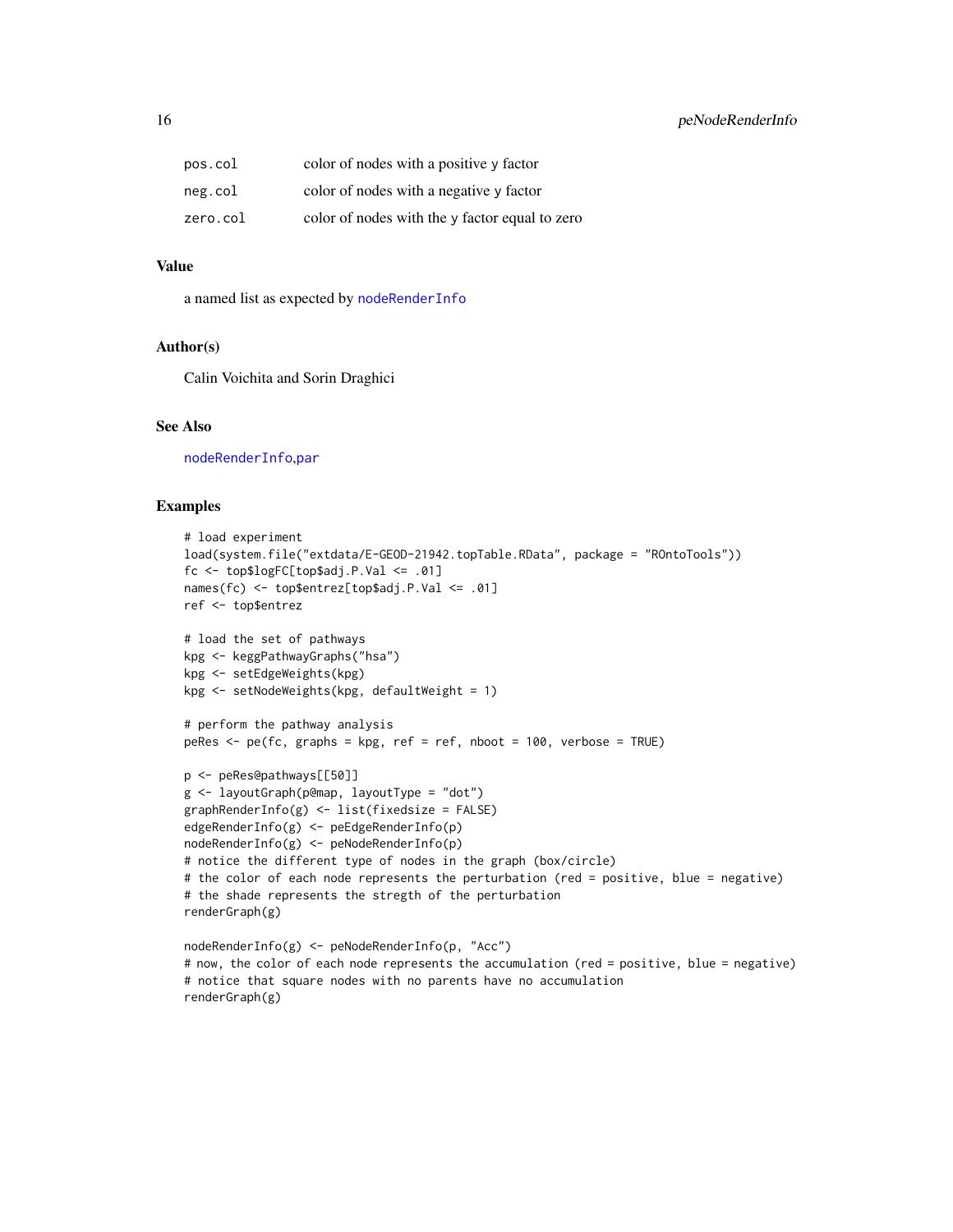| | |
|---|---|
| pos.col | color of nodes with a positive y factor |
| neg.col | color of nodes with a negative y factor |
| zero.col | color of nodes with the y factor equal to zero |

## Value

a named list as expected by nodeRenderInfo

## Author(s)

Calin Voichita and Sorin Draghici

## See Also

nodeRenderInfo,par

## Examples

```
# load experiment
load(system.file("extdata/E-GEOD-21942.topTable.RData", package = "ROntoTools"))
fc <- top$logFC[top$adj.P.Val <= .01]
names(fc) <- top$entrez[top$adj.P.Val <= .01]
ref <- top$entrez

# load the set of pathways
kpg <- keggPathwayGraphs("hsa")
kpg <- setEdgeWeights(kpg)
kpg <- setNodeWeights(kpg, defaultWeight = 1)

# perform the pathway analysis
peRes <- pe(fc, graphs = kpg, ref = ref, nboot = 100, verbose = TRUE)

p <- peRes@pathways[[50]]
g <- layoutGraph(p@map, layoutType = "dot")
graphRenderInfo(g) <- list(fixedsize = FALSE)
edgeRenderInfo(g) <- peEdgeRenderInfo(p)
nodeRenderInfo(g) <- peNodeRenderInfo(p)
# notice the different type of nodes in the graph (box/circle)
# the color of each node represents the perturbation (red = positive, blue = negative)
# the shade represents the stregth of the perturbation
renderGraph(g)

nodeRenderInfo(g) <- peNodeRenderInfo(p, "Acc")
# now, the color of each node represents the accumulation (red = positive, blue = negative)
# notice that square nodes with no parents have no accumulation
renderGraph(g)
```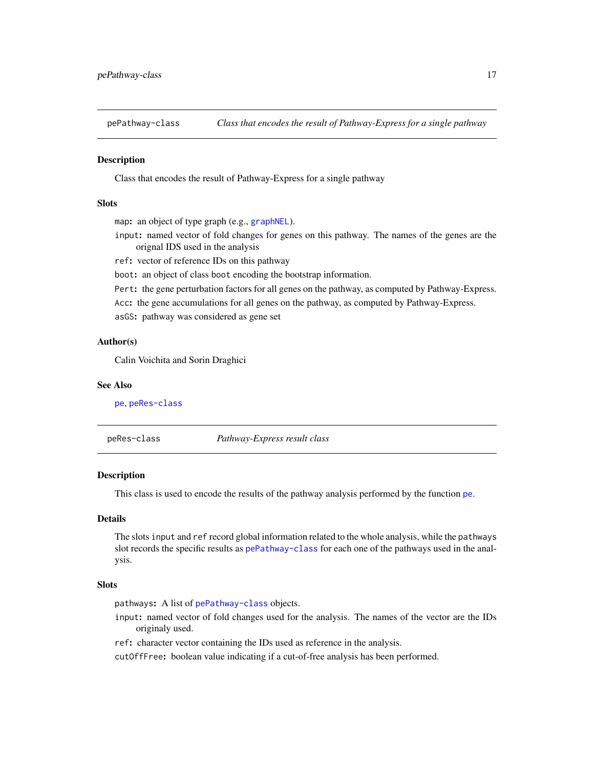## pePathway-class — *Class that encodes the result of Pathway-Express for a single pathway*

### Description

Class that encodes the result of Pathway-Express for a single pathway

### Slots

- `map`: an object of type graph (e.g., `graphNEL`).
- `input`: named vector of fold changes for genes on this pathway. The names of the genes are the orignal IDS used in the analysis
- `ref`: vector of reference IDs on this pathway
- `boot`: an object of class `boot` encoding the bootstrap information.
- `Pert`: the gene perturbation factors for all genes on the pathway, as computed by Pathway-Express.
- `Acc`: the gene accumulations for all genes on the pathway, as computed by Pathway-Express.
- `asGS`: pathway was considered as gene set

### Author(s)

Calin Voichita and Sorin Draghici

### See Also

`pe`, `peRes-class`

## peRes-class — *Pathway-Express result class*

### Description

This class is used to encode the results of the pathway analysis performed by the function `pe`.

### Details

The slots `input` and `ref` record global information related to the whole analysis, while the `pathways` slot records the specific results as `pePathway-class` for each one of the pathways used in the analysis.

### Slots

- `pathways`: A list of `pePathway-class` objects.
- `input`: named vector of fold changes used for the analysis. The names of the vector are the IDs originaly used.
- `ref`: character vector containing the IDs used as reference in the analysis.
- `cutOffFree`: boolean value indicating if a cut-of-free analysis has been performed.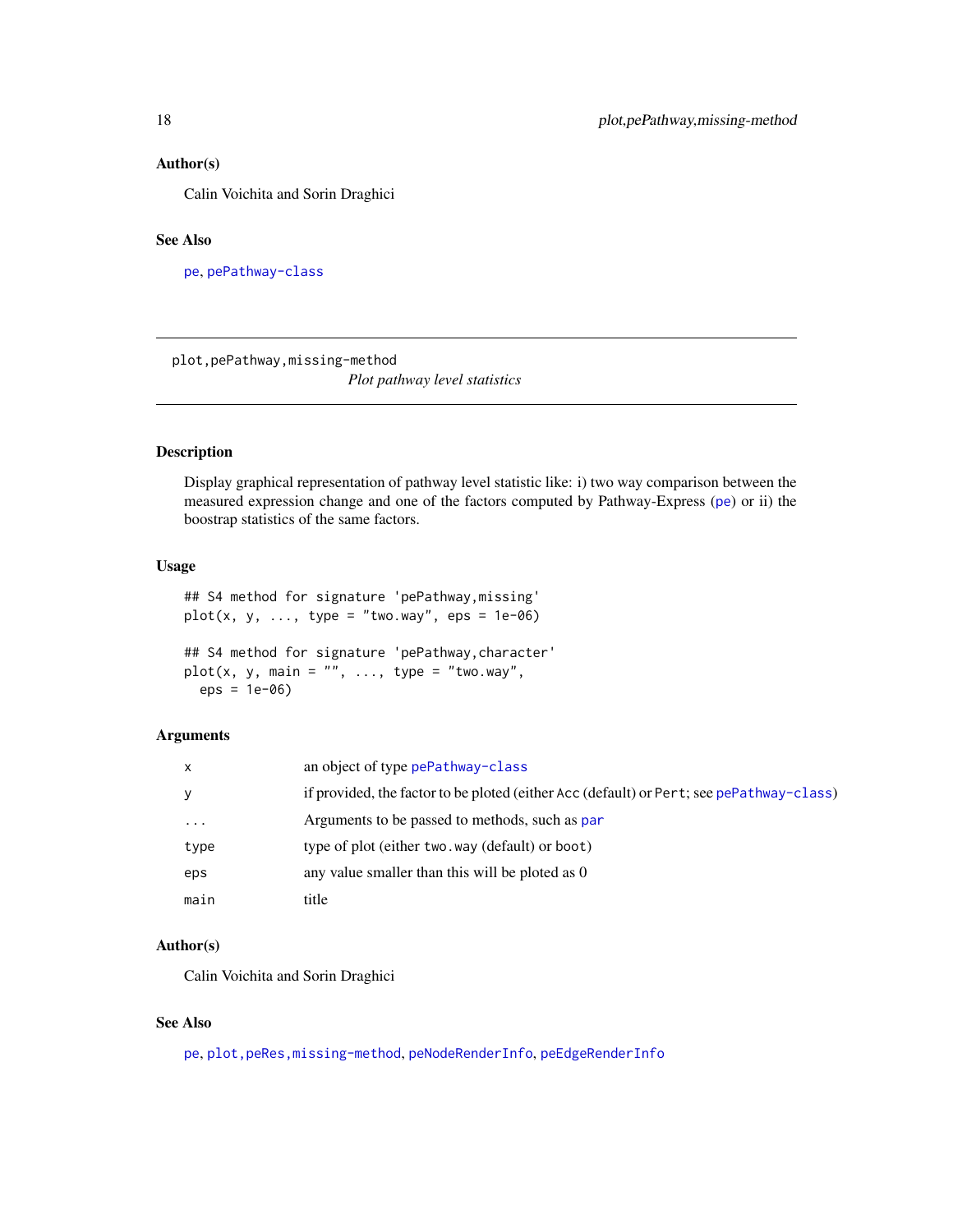## Author(s)

Calin Voichita and Sorin Draghici

## See Also

pe, pePathway-class

---

plot,pePathway,missing-method

*Plot pathway level statistics*

---

## Description

Display graphical representation of pathway level statistic like: i) two way comparison between the measured expression change and one of the factors computed by Pathway-Express (pe) or ii) the boostrap statistics of the same factors.

## Usage

```
## S4 method for signature 'pePathway,missing'
plot(x, y, ..., type = "two.way", eps = 1e-06)

## S4 method for signature 'pePathway,character'
plot(x, y, main = "", ..., type = "two.way",
  eps = 1e-06)
```

## Arguments

| | |
|---|---|
| x | an object of type pePathway-class |
| y | if provided, the factor to be ploted (either Acc (default) or Pert; see pePathway-class) |
| ... | Arguments to be passed to methods, such as par |
| type | type of plot (either two.way (default) or boot) |
| eps | any value smaller than this will be ploted as 0 |
| main | title |

## Author(s)

Calin Voichita and Sorin Draghici

## See Also

pe, plot,peRes,missing-method, peNodeRenderInfo, peEdgeRenderInfo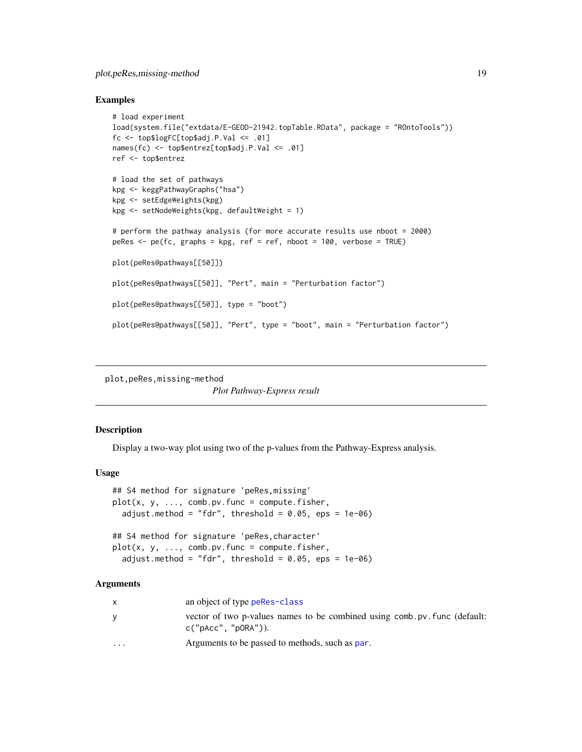### Examples

```
# load experiment
load(system.file("extdata/E-GEOD-21942.topTable.RData", package = "ROntoTools"))
fc <- top$logFC[top$adj.P.Val <= .01]
names(fc) <- top$entrez[top$adj.P.Val <= .01]
ref <- top$entrez

# load the set of pathways
kpg <- keggPathwayGraphs("hsa")
kpg <- setEdgeWeights(kpg)
kpg <- setNodeWeights(kpg, defaultWeight = 1)

# perform the pathway analysis (for more accurate results use nboot = 2000)
peRes <- pe(fc, graphs = kpg, ref = ref, nboot = 100, verbose = TRUE)

plot(peRes@pathways[[50]])

plot(peRes@pathways[[50]], "Pert", main = "Perturbation factor")

plot(peRes@pathways[[50]], type = "boot")

plot(peRes@pathways[[50]], "Pert", type = "boot", main = "Perturbation factor")
```

---

## plot,peRes,missing-method

*Plot Pathway-Express result*

### Description

Display a two-way plot using two of the p-values from the Pathway-Express analysis.

### Usage

```
## S4 method for signature 'peRes,missing'
plot(x, y, ..., comb.pv.func = compute.fisher,
  adjust.method = "fdr", threshold = 0.05, eps = 1e-06)

## S4 method for signature 'peRes,character'
plot(x, y, ..., comb.pv.func = compute.fisher,
  adjust.method = "fdr", threshold = 0.05, eps = 1e-06)
```

### Arguments

| | |
|---|---|
| x | an object of type peRes-class |
| y | vector of two p-values names to be combined using comb.pv.func (default: c("pAcc", "pORA")). |
| ... | Arguments to be passed to methods, such as par. |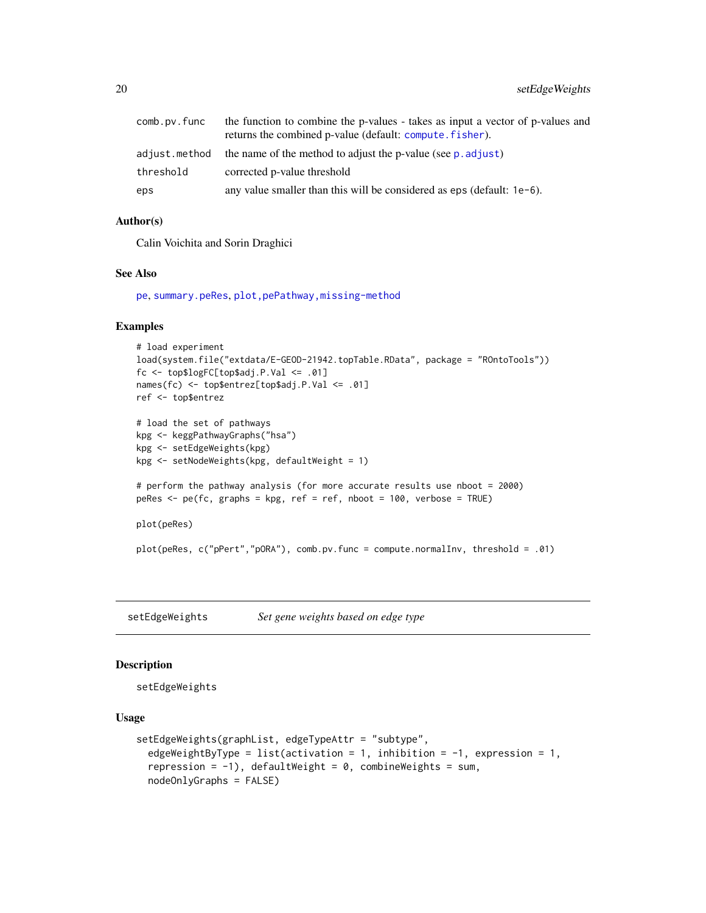| | |
|---|---|
| comb.pv.func | the function to combine the p-values - takes as input a vector of p-values and returns the combined p-value (default: compute.fisher). |
| adjust.method | the name of the method to adjust the p-value (see p.adjust) |
| threshold | corrected p-value threshold |
| eps | any value smaller than this will be considered as eps (default: 1e-6). |

### Author(s)

Calin Voichita and Sorin Draghici

### See Also

pe, summary.peRes, plot,pePathway,missing-method

### Examples

```
# load experiment
load(system.file("extdata/E-GEOD-21942.topTable.RData", package = "ROntoTools"))
fc <- top$logFC[top$adj.P.Val <= .01]
names(fc) <- top$entrez[top$adj.P.Val <= .01]
ref <- top$entrez

# load the set of pathways
kpg <- keggPathwayGraphs("hsa")
kpg <- setEdgeWeights(kpg)
kpg <- setNodeWeights(kpg, defaultWeight = 1)

# perform the pathway analysis (for more accurate results use nboot = 2000)
peRes <- pe(fc, graphs = kpg, ref = ref, nboot = 100, verbose = TRUE)

plot(peRes)

plot(peRes, c("pPert","pORA"), comb.pv.func = compute.normalInv, threshold = .01)
```

---

## setEdgeWeights *Set gene weights based on edge type*

### Description

setEdgeWeights

### Usage

```
setEdgeWeights(graphList, edgeTypeAttr = "subtype",
  edgeWeightByType = list(activation = 1, inhibition = -1, expression = 1,
  repression = -1), defaultWeight = 0, combineWeights = sum,
  nodeOnlyGraphs = FALSE)
```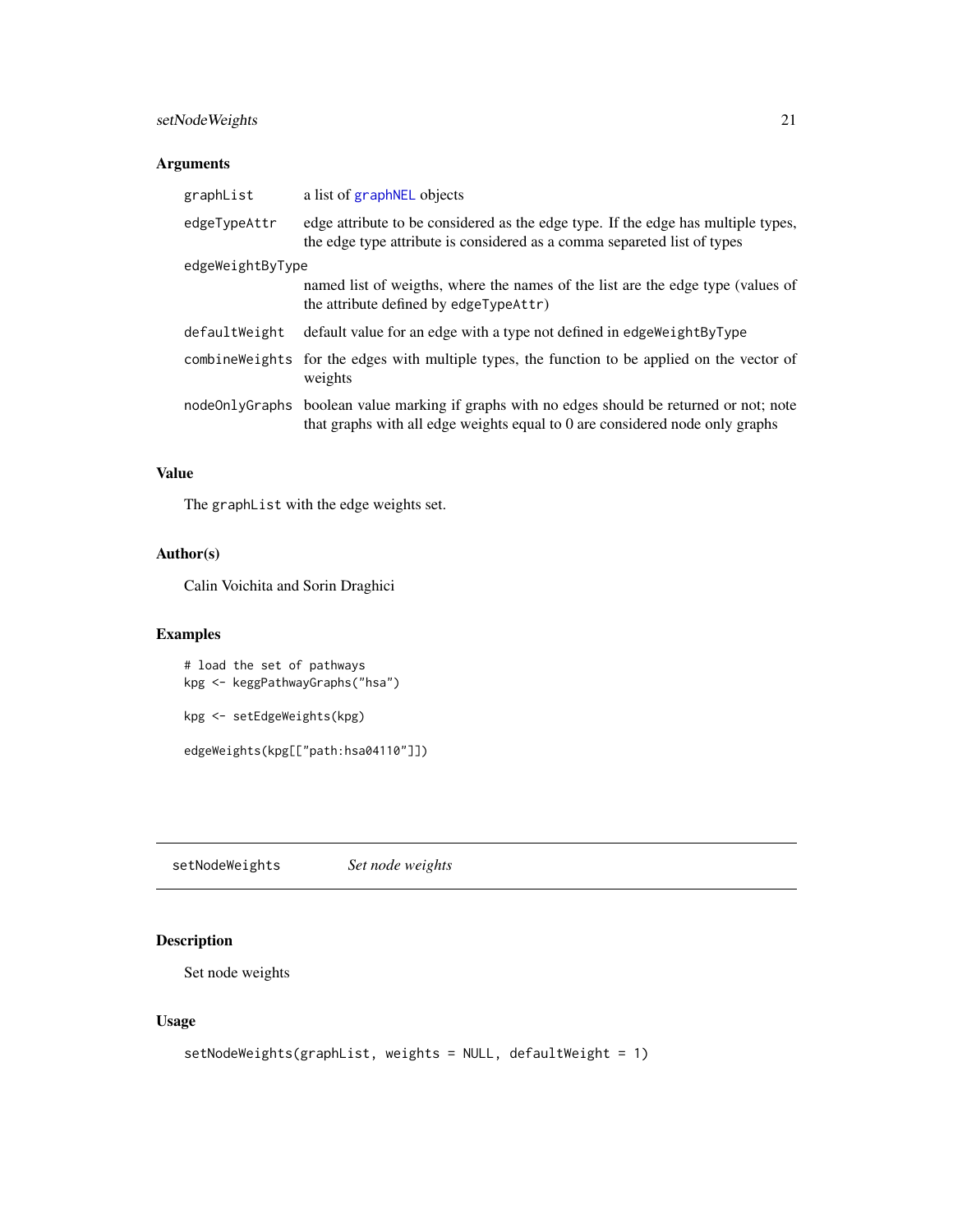### Arguments

| | |
|---|---|
| graphList | a list of graphNEL objects |
| edgeTypeAttr | edge attribute to be considered as the edge type. If the edge has multiple types, the edge type attribute is considered as a comma separeted list of types |
| edgeWeightByType | named list of weigths, where the names of the list are the edge type (values of the attribute defined by edgeTypeAttr) |
| defaultWeight | default value for an edge with a type not defined in edgeWeightByType |
| combineWeights | for the edges with multiple types, the function to be applied on the vector of weights |
| nodeOnlyGraphs | boolean value marking if graphs with no edges should be returned or not; note that graphs with all edge weights equal to 0 are considered node only graphs |

### Value

The graphList with the edge weights set.

### Author(s)

Calin Voichita and Sorin Draghici

### Examples

```
# load the set of pathways
kpg <- keggPathwayGraphs("hsa")

kpg <- setEdgeWeights(kpg)

edgeWeights(kpg[["path:hsa04110"]])
```

---

## setNodeWeights *Set node weights*

### Description

Set node weights

### Usage

```
setNodeWeights(graphList, weights = NULL, defaultWeight = 1)
```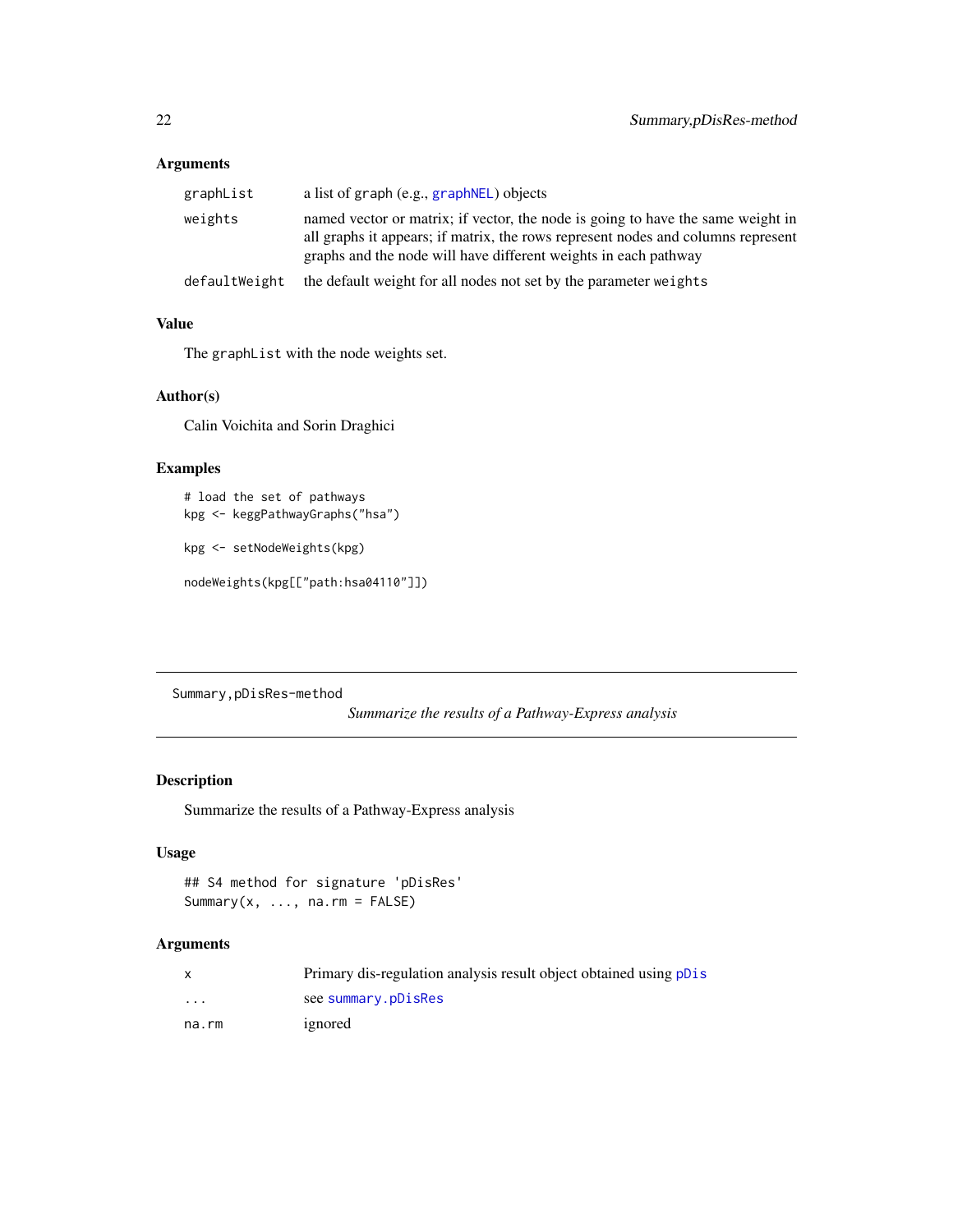### Arguments

| | |
|---|---|
| graphList | a list of graph (e.g., graphNEL) objects |
| weights | named vector or matrix; if vector, the node is going to have the same weight in all graphs it appears; if matrix, the rows represent nodes and columns represent graphs and the node will have different weights in each pathway |
| defaultWeight | the default weight for all nodes not set by the parameter weights |

### Value

The graphList with the node weights set.

### Author(s)

Calin Voichita and Sorin Draghici

### Examples

```
# load the set of pathways
kpg <- keggPathwayGraphs("hsa")

kpg <- setNodeWeights(kpg)

nodeWeights(kpg[["path:hsa04110"]])
```

---

## Summary,pDisRes-method

*Summarize the results of a Pathway-Express analysis*

---

### Description

Summarize the results of a Pathway-Express analysis

### Usage

```
## S4 method for signature 'pDisRes'
Summary(x, ..., na.rm = FALSE)
```

### Arguments

| | |
|---|---|
| x | Primary dis-regulation analysis result object obtained using pDis |
| ... | see summary.pDisRes |
| na.rm | ignored |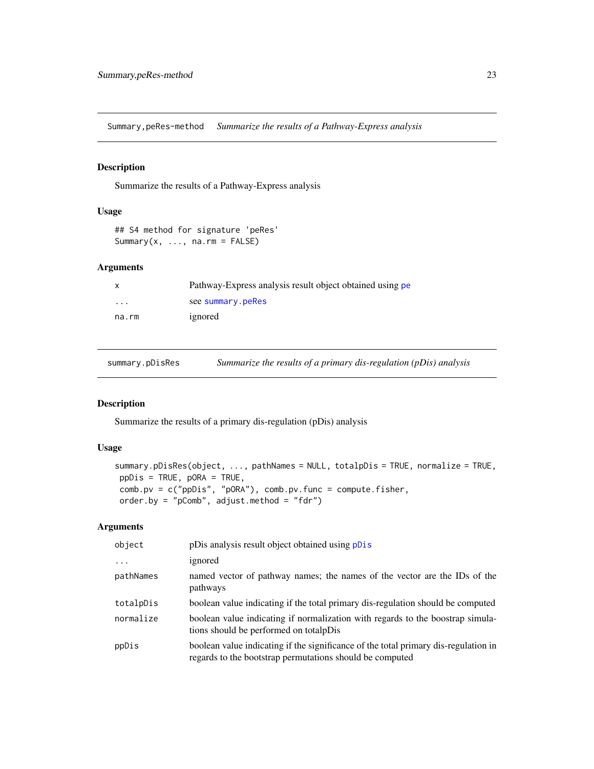## Summary,peRes-method *Summarize the results of a Pathway-Express analysis*

### Description

Summarize the results of a Pathway-Express analysis

### Usage

```
## S4 method for signature 'peRes'
Summary(x, ..., na.rm = FALSE)
```

### Arguments

| | |
|---|---|
| `x` | Pathway-Express analysis result object obtained using `pe` |
| `...` | see `summary.peRes` |
| `na.rm` | ignored |

## summary.pDisRes *Summarize the results of a primary dis-regulation (pDis) analysis*

### Description

Summarize the results of a primary dis-regulation (pDis) analysis

### Usage

```
summary.pDisRes(object, ..., pathNames = NULL, totalpDis = TRUE, normalize = TRUE,
 ppDis = TRUE, pORA = TRUE,
 comb.pv = c("ppDis", "pORA"), comb.pv.func = compute.fisher,
 order.by = "pComb", adjust.method = "fdr")
```

### Arguments

| | |
|---|---|
| `object` | pDis analysis result object obtained using `pDis` |
| `...` | ignored |
| `pathNames` | named vector of pathway names; the names of the vector are the IDs of the pathways |
| `totalpDis` | boolean value indicating if the total primary dis-regulation should be computed |
| `normalize` | boolean value indicating if normalization with regards to the boostrap simulations should be performed on totalpDis |
| `ppDis` | boolean value indicating if the significance of the total primary dis-regulation in regards to the bootstrap permutations should be computed |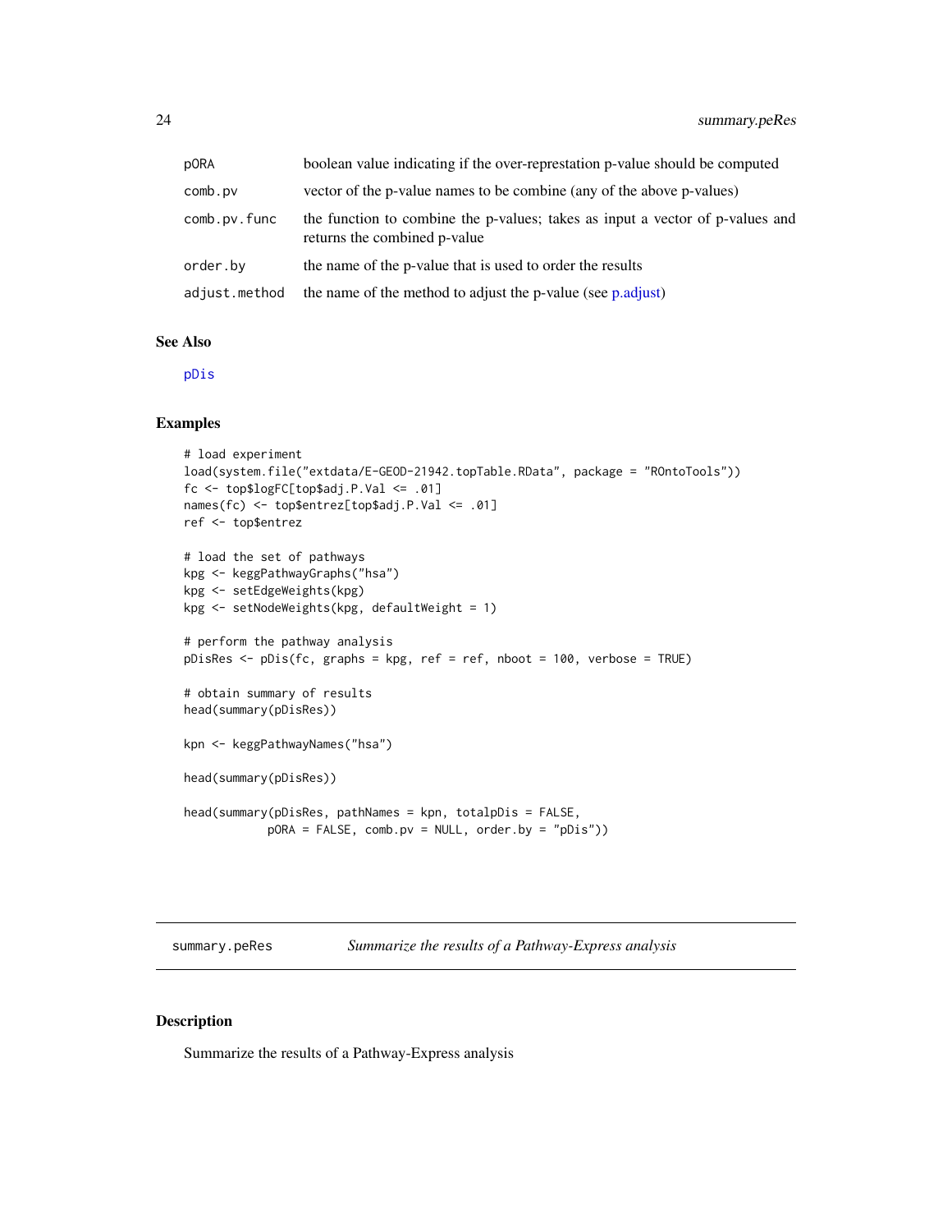| | |
|---|---|
| pORA | boolean value indicating if the over-represtation p-value should be computed |
| comb.pv | vector of the p-value names to be combine (any of the above p-values) |
| comb.pv.func | the function to combine the p-values; takes as input a vector of p-values and returns the combined p-value |
| order.by | the name of the p-value that is used to order the results |
| adjust.method | the name of the method to adjust the p-value (see p.adjust) |

### See Also

pDis

### Examples

```
# load experiment
load(system.file("extdata/E-GEOD-21942.topTable.RData", package = "ROntoTools"))
fc <- top$logFC[top$adj.P.Val <= .01]
names(fc) <- top$entrez[top$adj.P.Val <= .01]
ref <- top$entrez

# load the set of pathways
kpg <- keggPathwayGraphs("hsa")
kpg <- setEdgeWeights(kpg)
kpg <- setNodeWeights(kpg, defaultWeight = 1)

# perform the pathway analysis
pDisRes <- pDis(fc, graphs = kpg, ref = ref, nboot = 100, verbose = TRUE)

# obtain summary of results
head(summary(pDisRes))

kpn <- keggPathwayNames("hsa")

head(summary(pDisRes))

head(summary(pDisRes, pathNames = kpn, totalpDis = FALSE,
            pORA = FALSE, comb.pv = NULL, order.by = "pDis"))
```

---

## summary.peRes *Summarize the results of a Pathway-Express analysis*

### Description

Summarize the results of a Pathway-Express analysis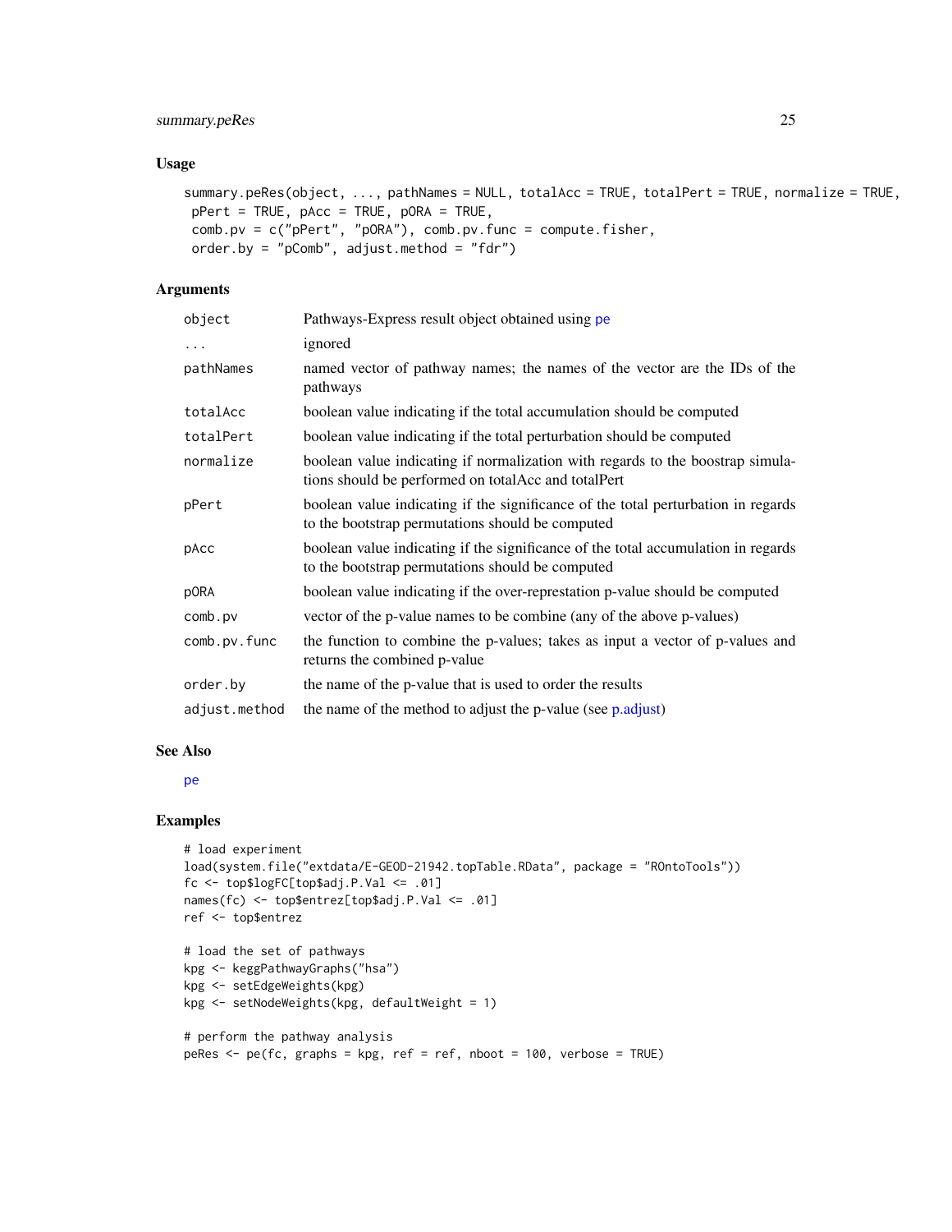## Usage

```
summary.peRes(object, ..., pathNames = NULL, totalAcc = TRUE, totalPert = TRUE, normalize = TRUE,
 pPert = TRUE, pAcc = TRUE, pORA = TRUE,
 comb.pv = c("pPert", "pORA"), comb.pv.func = compute.fisher,
 order.by = "pComb", adjust.method = "fdr")
```

## Arguments

| | |
|---|---|
| object | Pathways-Express result object obtained using pe |
| ... | ignored |
| pathNames | named vector of pathway names; the names of the vector are the IDs of the pathways |
| totalAcc | boolean value indicating if the total accumulation should be computed |
| totalPert | boolean value indicating if the total perturbation should be computed |
| normalize | boolean value indicating if normalization with regards to the boostrap simulations should be performed on totalAcc and totalPert |
| pPert | boolean value indicating if the significance of the total perturbation in regards to the bootstrap permutations should be computed |
| pAcc | boolean value indicating if the significance of the total accumulation in regards to the bootstrap permutations should be computed |
| pORA | boolean value indicating if the over-represtation p-value should be computed |
| comb.pv | vector of the p-value names to be combine (any of the above p-values) |
| comb.pv.func | the function to combine the p-values; takes as input a vector of p-values and returns the combined p-value |
| order.by | the name of the p-value that is used to order the results |
| adjust.method | the name of the method to adjust the p-value (see p.adjust) |

## See Also

pe

## Examples

```
# load experiment
load(system.file("extdata/E-GEOD-21942.topTable.RData", package = "ROntoTools"))
fc <- top$logFC[top$adj.P.Val <= .01]
names(fc) <- top$entrez[top$adj.P.Val <= .01]
ref <- top$entrez

# load the set of pathways
kpg <- keggPathwayGraphs("hsa")
kpg <- setEdgeWeights(kpg)
kpg <- setNodeWeights(kpg, defaultWeight = 1)

# perform the pathway analysis
peRes <- pe(fc, graphs = kpg, ref = ref, nboot = 100, verbose = TRUE)
```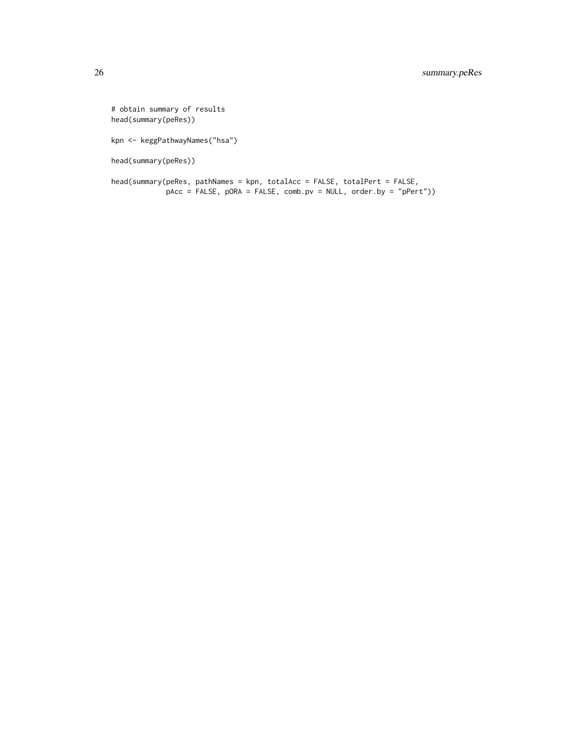```
# obtain summary of results
head(summary(peRes))

kpn <- keggPathwayNames("hsa")

head(summary(peRes))

head(summary(peRes, pathNames = kpn, totalAcc = FALSE, totalPert = FALSE,
             pAcc = FALSE, pORA = FALSE, comb.pv = NULL, order.by = "pPert"))
```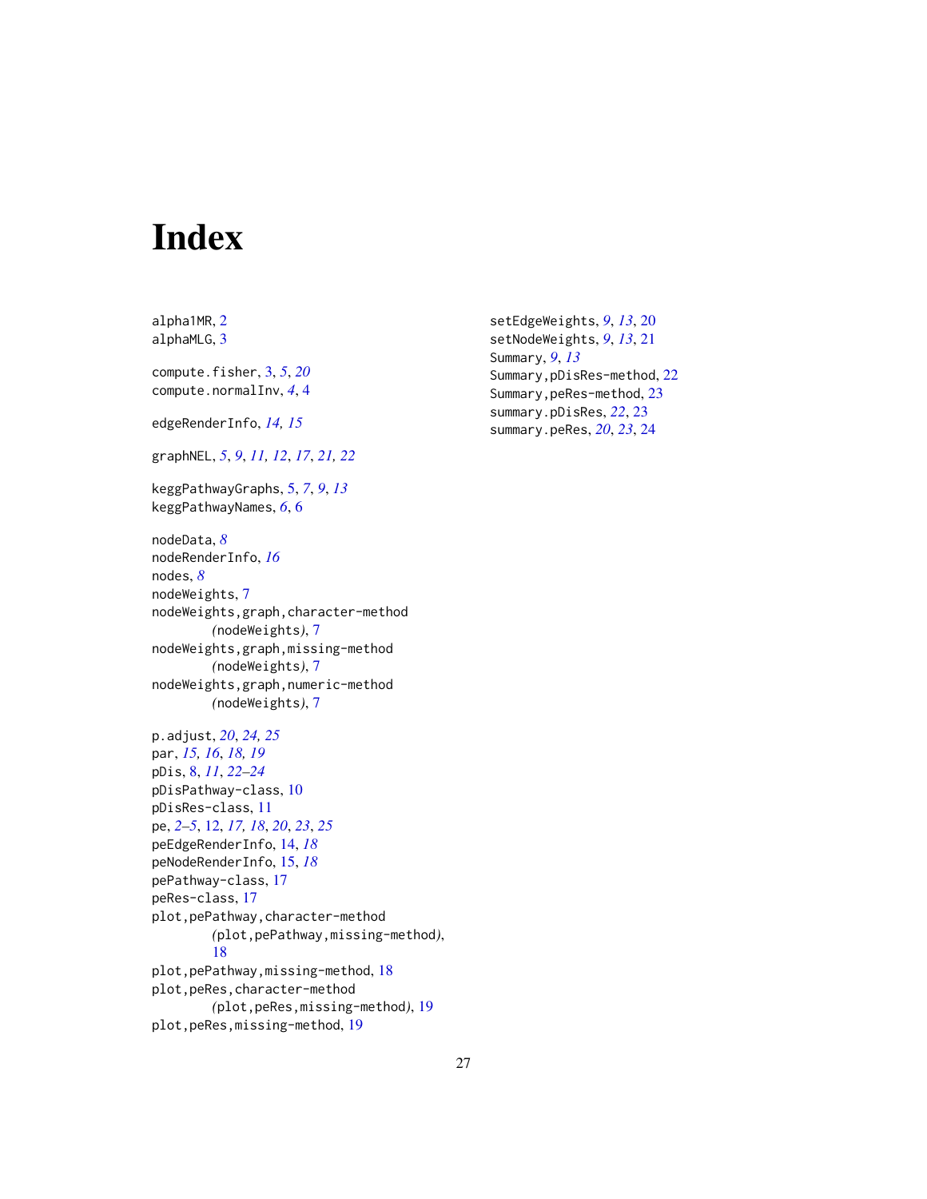# Index

alpha1MR, 2
alphaMLG, 3

compute.fisher, 3, *5*, *20*
compute.normalInv, *4*, 4

edgeRenderInfo, *14, 15*

graphNEL, *5*, *9*, *11, 12*, *17*, *21, 22*

keggPathwayGraphs, 5, *7*, *9*, *13*
keggPathwayNames, *6*, 6

nodeData, *8*
nodeRenderInfo, *16*
nodes, *8*
nodeWeights, 7
nodeWeights,graph,character-method
    *(*nodeWeights*)*, 7
nodeWeights,graph,missing-method
    *(*nodeWeights*)*, 7
nodeWeights,graph,numeric-method
    *(*nodeWeights*)*, 7

p.adjust, *20*, *24, 25*
par, *15, 16*, *18, 19*
pDis, 8, *11*, *22–24*
pDisPathway-class, 10
pDisRes-class, 11
pe, *2–5*, 12, *17, 18*, *20*, *23*, *25*
peEdgeRenderInfo, 14, *18*
peNodeRenderInfo, 15, *18*
pePathway-class, 17
peRes-class, 17
plot,pePathway,character-method
    *(*plot,pePathway,missing-method*)*,
    18
plot,pePathway,missing-method, 18
plot,peRes,character-method
    *(*plot,peRes,missing-method*)*, 19
plot,peRes,missing-method, 19

setEdgeWeights, *9*, *13*, 20
setNodeWeights, *9*, *13*, 21
Summary, *9*, *13*
Summary,pDisRes-method, 22
Summary,peRes-method, 23
summary.pDisRes, *22*, 23
summary.peRes, *20*, *23*, 24